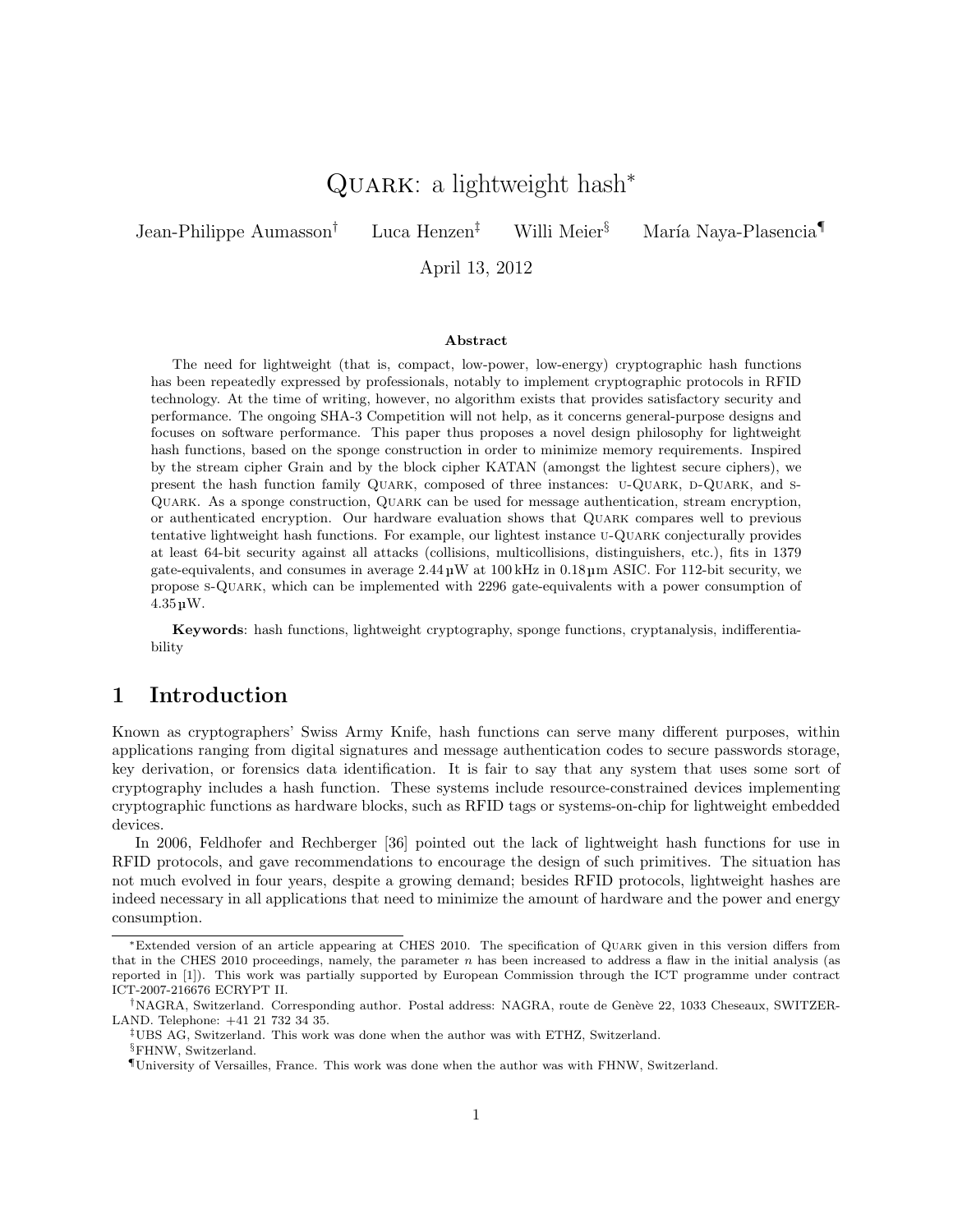# Quark: a lightweight hash*

Jean-Philippe Aumasson[†] Luca Henzen[‡] Willi Meier[§] María Naya-Plasencia[¶]

April 13, 2012

**Abstract**

The need for lightweight (that is, compact, low-power, low-energy) cryptographic hash functions has been repeatedly expressed by professionals, notably to implement cryptographic protocols in RFID technology. At the time of writing, however, no algorithm exists that provides satisfactory security and performance. The ongoing SHA-3 Competition will not help, as it concerns general-purpose designs and focuses on software performance. This paper thus proposes a novel design philosophy for lightweight hash functions, based on the sponge construction in order to minimize memory requirements. Inspired by the stream cipher Grain and by the block cipher KATAN (amongst the lightest secure ciphers), we present the hash function family Quark, composed of three instances: u-Quark, d-Quark, and s-Quark. As a sponge construction, Quark can be used for message authentication, stream encryption, or authenticated encryption. Our hardware evaluation shows that Quark compares well to previous tentative lightweight hash functions. For example, our lightest instance u-Quark conjecturally provides at least 64-bit security against all attacks (collisions, multicollisions, distinguishers, etc.), fits in 1379 gate-equivalents, and consumes in average 2.44 µW at 100 kHz in 0.18 µm ASIC. For 112-bit security, we propose s-Quark, which can be implemented with 2296 gate-equivalents with a power consumption of 4.35 µW.

**Keywords**: hash functions, lightweight cryptography, sponge functions, cryptanalysis, indifferentiability

## 1 Introduction

Known as cryptographers' Swiss Army Knife, hash functions can serve many different purposes, within applications ranging from digital signatures and message authentication codes to secure passwords storage, key derivation, or forensics data identification. It is fair to say that any system that uses some sort of cryptography includes a hash function. These systems include resource-constrained devices implementing cryptographic functions as hardware blocks, such as RFID tags or systems-on-chip for lightweight embedded devices.

In 2006, Feldhofer and Rechberger [36] pointed out the lack of lightweight hash functions for use in RFID protocols, and gave recommendations to encourage the design of such primitives. The situation has not much evolved in four years, despite a growing demand; besides RFID protocols, lightweight hashes are indeed necessary in all applications that need to minimize the amount of hardware and the power and energy consumption.

---

*Extended version of an article appearing at CHES 2010. The specification of Quark given in this version differs from that in the CHES 2010 proceedings, namely, the parameter $n$ has been increased to address a flaw in the initial analysis (as reported in [1]). This work was partially supported by European Commission through the ICT programme under contract ICT-2007-216676 ECRYPT II.

[†]NAGRA, Switzerland. Corresponding author. Postal address: NAGRA, route de Genève 22, 1033 Cheseaux, SWITZERLAND. Telephone: +41 21 732 34 35.

[‡]UBS AG, Switzerland. This work was done when the author was with ETHZ, Switzerland.

[§]FHNW, Switzerland.

[¶]University of Versailles, France. This work was done when the author was with FHNW, Switzerland.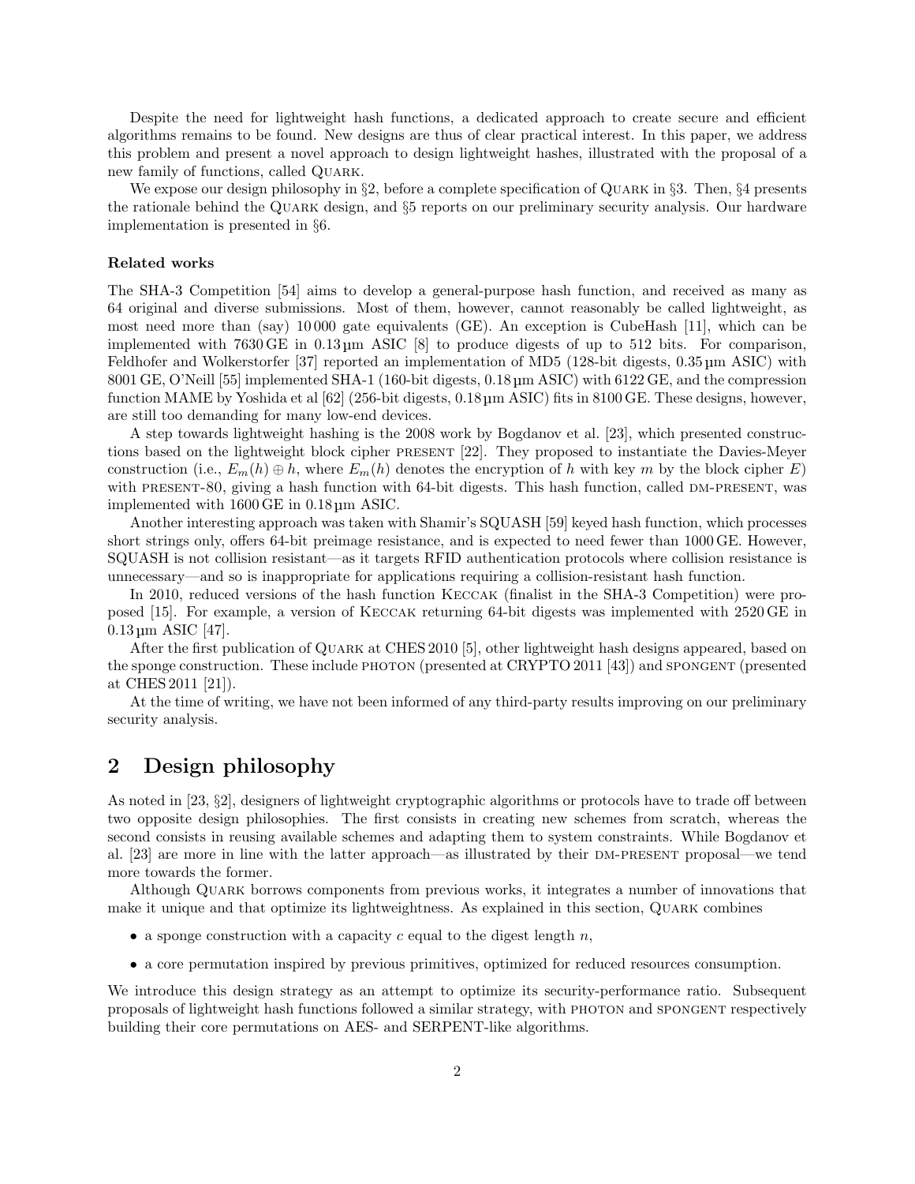Despite the need for lightweight hash functions, a dedicated approach to create secure and efficient algorithms remains to be found. New designs are thus of clear practical interest. In this paper, we address this problem and present a novel approach to design lightweight hashes, illustrated with the proposal of a new family of functions, called Quark.

We expose our design philosophy in §2, before a complete specification of Quark in §3. Then, §4 presents the rationale behind the Quark design, and §5 reports on our preliminary security analysis. Our hardware implementation is presented in §6.

### Related works

The SHA-3 Competition [54] aims to develop a general-purpose hash function, and received as many as 64 original and diverse submissions. Most of them, however, cannot reasonably be called lightweight, as most need more than (say) 10 000 gate equivalents (GE). An exception is CubeHash [11], which can be implemented with 7630 GE in 0.13 µm ASIC [8] to produce digests of up to 512 bits. For comparison, Feldhofer and Wolkerstorfer [37] reported an implementation of MD5 (128-bit digests, 0.35 µm ASIC) with 8001 GE, O'Neill [55] implemented SHA-1 (160-bit digests, 0.18 µm ASIC) with 6122 GE, and the compression function MAME by Yoshida et al [62] (256-bit digests, 0.18 µm ASIC) fits in 8100 GE. These designs, however, are still too demanding for many low-end devices.

A step towards lightweight hashing is the 2008 work by Bogdanov et al. [23], which presented constructions based on the lightweight block cipher present [22]. They proposed to instantiate the Davies-Meyer construction (i.e., $E_m(h) \oplus h$, where $E_m(h)$ denotes the encryption of $h$ with key $m$ by the block cipher $E$) with present-80, giving a hash function with 64-bit digests. This hash function, called dm-present, was implemented with 1600 GE in 0.18 µm ASIC.

Another interesting approach was taken with Shamir's SQUASH [59] keyed hash function, which processes short strings only, offers 64-bit preimage resistance, and is expected to need fewer than 1000 GE. However, SQUASH is not collision resistant—as it targets RFID authentication protocols where collision resistance is unnecessary—and so is inappropriate for applications requiring a collision-resistant hash function.

In 2010, reduced versions of the hash function Keccak (finalist in the SHA-3 Competition) were proposed [15]. For example, a version of Keccak returning 64-bit digests was implemented with 2520 GE in 0.13 µm ASIC [47].

After the first publication of Quark at CHES 2010 [5], other lightweight hash designs appeared, based on the sponge construction. These include photon (presented at CRYPTO 2011 [43]) and spongent (presented at CHES 2011 [21]).

At the time of writing, we have not been informed of any third-party results improving on our preliminary security analysis.

## 2 Design philosophy

As noted in [23, §2], designers of lightweight cryptographic algorithms or protocols have to trade off between two opposite design philosophies. The first consists in creating new schemes from scratch, whereas the second consists in reusing available schemes and adapting them to system constraints. While Bogdanov et al. [23] are more in line with the latter approach—as illustrated by their dm-present proposal—we tend more towards the former.

Although Quark borrows components from previous works, it integrates a number of innovations that make it unique and that optimize its lightweightness. As explained in this section, Quark combines

- a sponge construction with a capacity $c$ equal to the digest length $n$,
- a core permutation inspired by previous primitives, optimized for reduced resources consumption.

We introduce this design strategy as an attempt to optimize its security-performance ratio. Subsequent proposals of lightweight hash functions followed a similar strategy, with photon and spongent respectively building their core permutations on AES- and SERPENT-like algorithms.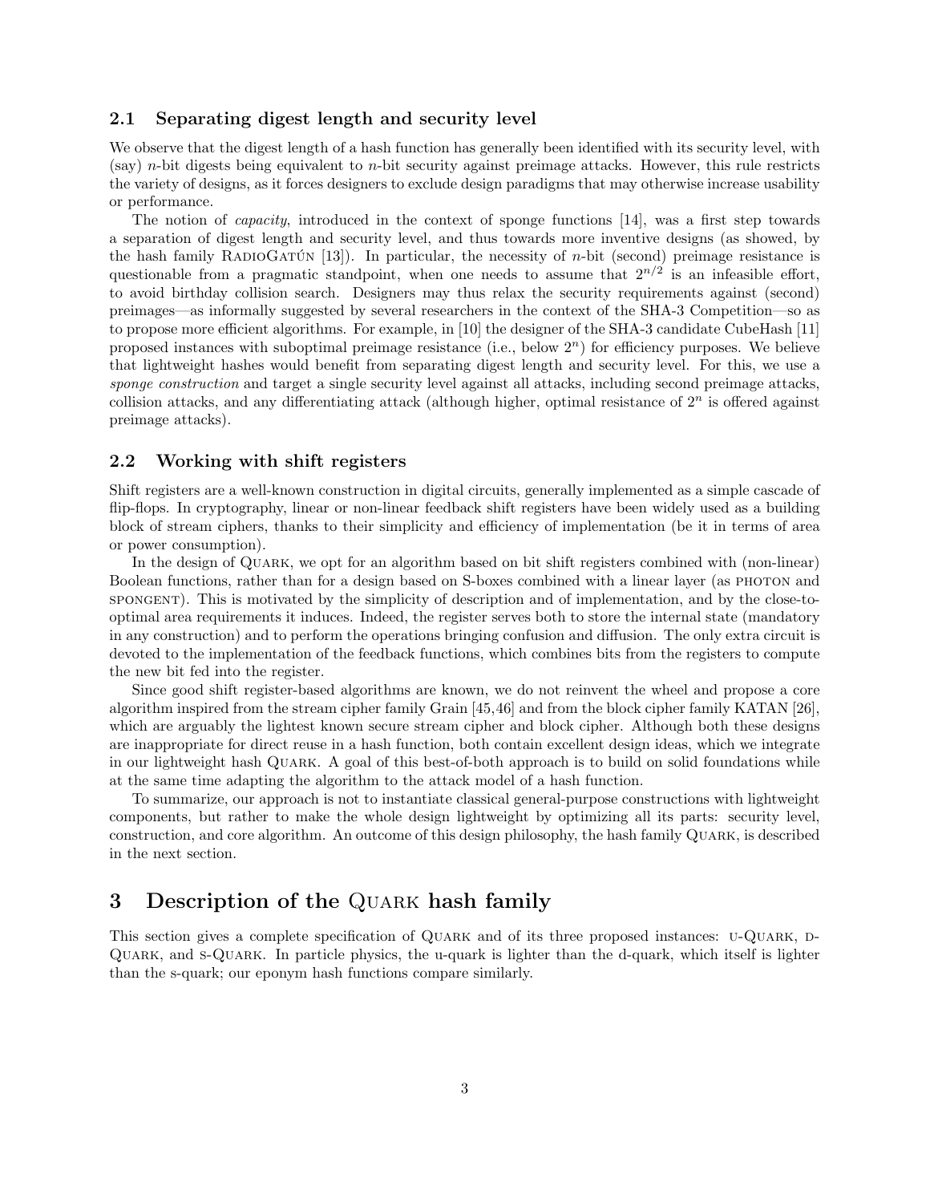## 2.1 Separating digest length and security level

We observe that the digest length of a hash function has generally been identified with its security level, with (say) $n$-bit digests being equivalent to $n$-bit security against preimage attacks. However, this rule restricts the variety of designs, as it forces designers to exclude design paradigms that may otherwise increase usability or performance.

The notion of *capacity*, introduced in the context of sponge functions [14], was a first step towards a separation of digest length and security level, and thus towards more inventive designs (as showed, by the hash family RadioGatún [13]). In particular, the necessity of $n$-bit (second) preimage resistance is questionable from a pragmatic standpoint, when one needs to assume that $2^{n/2}$ is an infeasible effort, to avoid birthday collision search. Designers may thus relax the security requirements against (second) preimages—as informally suggested by several researchers in the context of the SHA-3 Competition—so as to propose more efficient algorithms. For example, in [10] the designer of the SHA-3 candidate CubeHash [11] proposed instances with suboptimal preimage resistance (i.e., below $2^n$) for efficiency purposes. We believe that lightweight hashes would benefit from separating digest length and security level. For this, we use a *sponge construction* and target a single security level against all attacks, including second preimage attacks, collision attacks, and any differentiating attack (although higher, optimal resistance of $2^n$ is offered against preimage attacks).

## 2.2 Working with shift registers

Shift registers are a well-known construction in digital circuits, generally implemented as a simple cascade of flip-flops. In cryptography, linear or non-linear feedback shift registers have been widely used as a building block of stream ciphers, thanks to their simplicity and efficiency of implementation (be it in terms of area or power consumption).

In the design of Quark, we opt for an algorithm based on bit shift registers combined with (non-linear) Boolean functions, rather than for a design based on S-boxes combined with a linear layer (as photon and spongent). This is motivated by the simplicity of description and of implementation, and by the close-to-optimal area requirements it induces. Indeed, the register serves both to store the internal state (mandatory in any construction) and to perform the operations bringing confusion and diffusion. The only extra circuit is devoted to the implementation of the feedback functions, which combines bits from the registers to compute the new bit fed into the register.

Since good shift register-based algorithms are known, we do not reinvent the wheel and propose a core algorithm inspired from the stream cipher family Grain [45,46] and from the block cipher family KATAN [26], which are arguably the lightest known secure stream cipher and block cipher. Although both these designs are inappropriate for direct reuse in a hash function, both contain excellent design ideas, which we integrate in our lightweight hash Quark. A goal of this best-of-both approach is to build on solid foundations while at the same time adapting the algorithm to the attack model of a hash function.

To summarize, our approach is not to instantiate classical general-purpose constructions with lightweight components, but rather to make the whole design lightweight by optimizing all its parts: security level, construction, and core algorithm. An outcome of this design philosophy, the hash family Quark, is described in the next section.

# 3 Description of the Quark hash family

This section gives a complete specification of Quark and of its three proposed instances: u-Quark, d-Quark, and s-Quark. In particle physics, the u-quark is lighter than the d-quark, which itself is lighter than the s-quark; our eponym hash functions compare similarly.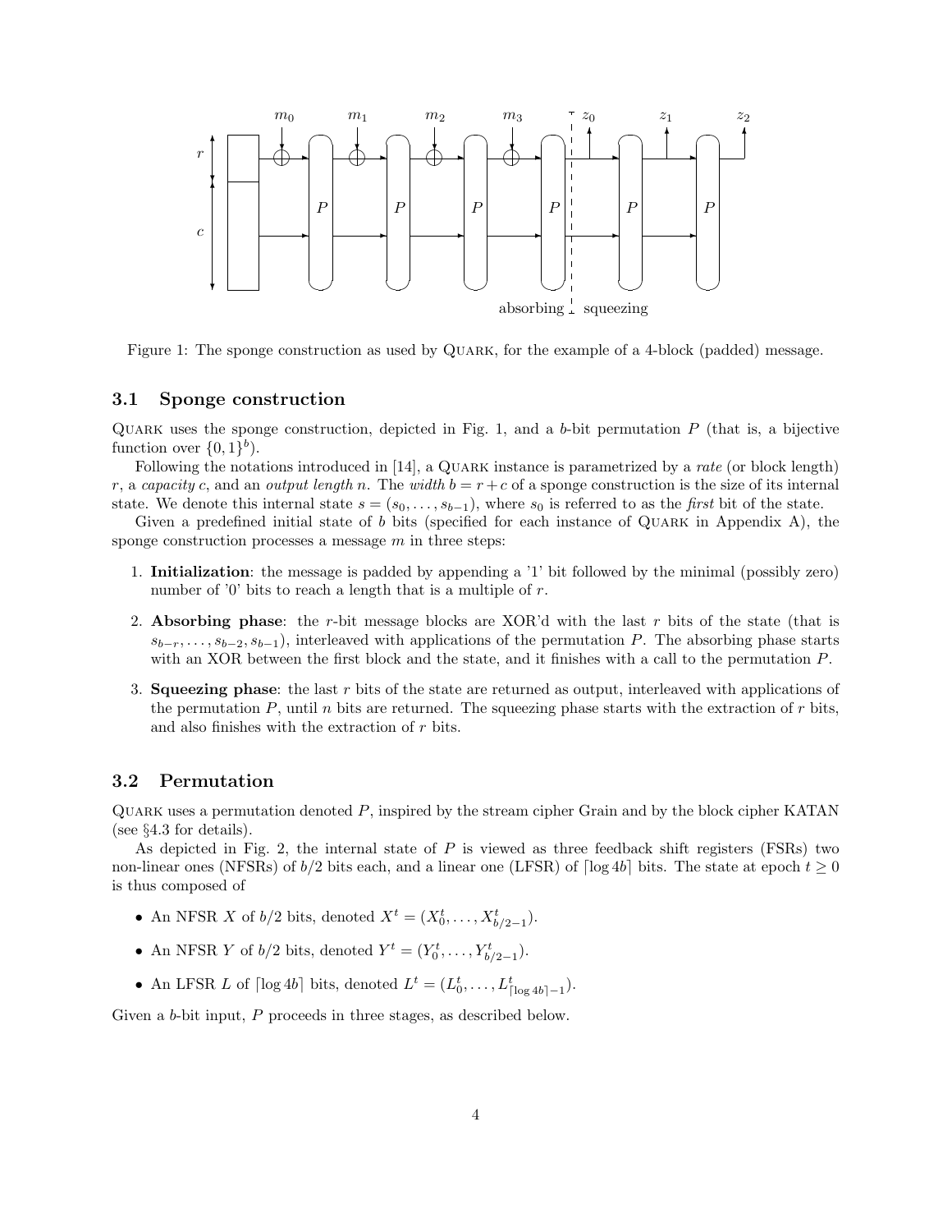Figure 1: The sponge construction as used by Quark, for the example of a 4-block (padded) message.

### 3.1 Sponge construction

Quark uses the sponge construction, depicted in Fig. 1, and a $b$-bit permutation $P$ (that is, a bijective function over $\{0,1\}^b$).

Following the notations introduced in [14], a Quark instance is parametrized by a *rate* (or block length) $r$, a *capacity* $c$, and an *output length* $n$. The *width* $b = r + c$ of a sponge construction is the size of its internal state. We denote this internal state $s = (s_0, \ldots, s_{b-1})$, where $s_0$ is referred to as the *first* bit of the state.

Given a predefined initial state of $b$ bits (specified for each instance of Quark in Appendix A), the sponge construction processes a message $m$ in three steps:

1. **Initialization**: the message is padded by appending a '1' bit followed by the minimal (possibly zero) number of '0' bits to reach a length that is a multiple of $r$.
2. **Absorbing phase**: the $r$-bit message blocks are XOR'd with the last $r$ bits of the state (that is $s_{b-r}, \ldots, s_{b-2}, s_{b-1}$), interleaved with applications of the permutation $P$. The absorbing phase starts with an XOR between the first block and the state, and it finishes with a call to the permutation $P$.
3. **Squeezing phase**: the last $r$ bits of the state are returned as output, interleaved with applications of the permutation $P$, until $n$ bits are returned. The squeezing phase starts with the extraction of $r$ bits, and also finishes with the extraction of $r$ bits.

### 3.2 Permutation

Quark uses a permutation denoted $P$, inspired by the stream cipher Grain and by the block cipher KATAN (see §4.3 for details).

As depicted in Fig. 2, the internal state of $P$ is viewed as three feedback shift registers (FSRs) two non-linear ones (NFSRs) of $b/2$ bits each, and a linear one (LFSR) of $\lceil \log 4b \rceil$ bits. The state at epoch $t \geq 0$ is thus composed of

- An NFSR $X$ of $b/2$ bits, denoted $X^t = (X_0^t, \ldots, X_{b/2-1}^t)$.
- An NFSR $Y$ of $b/2$ bits, denoted $Y^t = (Y_0^t, \ldots, Y_{b/2-1}^t)$.
- An LFSR $L$ of $\lceil \log 4b \rceil$ bits, denoted $L^t = (L_0^t, \ldots, L_{\lceil \log 4b \rceil - 1}^t)$.

Given a $b$-bit input, $P$ proceeds in three stages, as described below.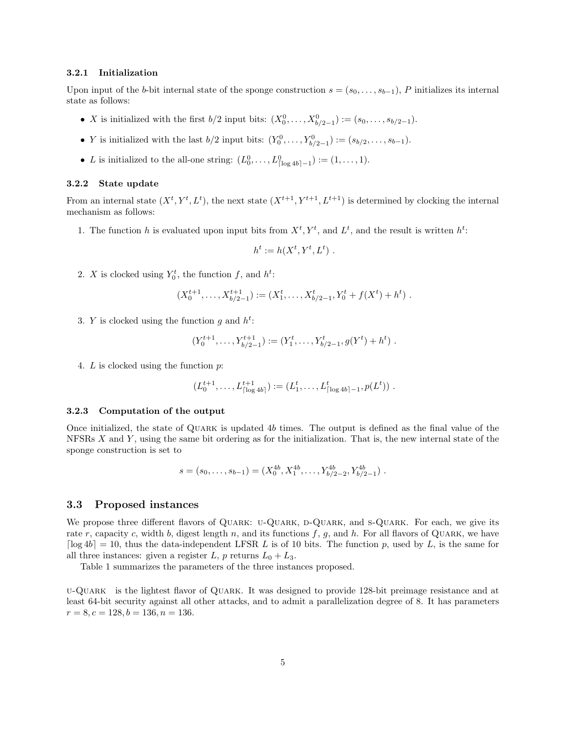### 3.2.1 Initialization

Upon input of the $b$-bit internal state of the sponge construction $s = (s_0, \ldots, s_{b-1})$, $P$ initializes its internal state as follows:

- $X$ is initialized with the first $b/2$ input bits: $(X_0^0, \ldots, X_{b/2-1}^0) := (s_0, \ldots, s_{b/2-1})$.
- $Y$ is initialized with the last $b/2$ input bits: $(Y_0^0, \ldots, Y_{b/2-1}^0) := (s_{b/2}, \ldots, s_{b-1})$.
- $L$ is initialized to the all-one string: $(L_0^0, \ldots, L_{\lceil \log 4b \rceil - 1}^0) := (1, \ldots, 1)$.

### 3.2.2 State update

From an internal state $(X^t, Y^t, L^t)$, the next state $(X^{t+1}, Y^{t+1}, L^{t+1})$ is determined by clocking the internal mechanism as follows:

1. The function $h$ is evaluated upon input bits from $X^t$, $Y^t$, and $L^t$, and the result is written $h^t$:

$$h^t := h(X^t, Y^t, L^t) \ .$$

2. $X$ is clocked using $Y_0^t$, the function $f$, and $h^t$:

$$(X_0^{t+1}, \ldots, X_{b/2-1}^{t+1}) := (X_1^t, \ldots, X_{b/2-1}^t, Y_0^t + f(X^t) + h^t) \ .$$

3. $Y$ is clocked using the function $g$ and $h^t$:

$$(Y_0^{t+1}, \ldots, Y_{b/2-1}^{t+1}) := (Y_1^t, \ldots, Y_{b/2-1}^t, g(Y^t) + h^t) \ .$$

4. $L$ is clocked using the function $p$:

$$(L_0^{t+1}, \ldots, L_{\lceil \log 4b \rceil}^{t+1}) := (L_1^t, \ldots, L_{\lceil \log 4b \rceil - 1}^t, p(L^t)) \ .$$

### 3.2.3 Computation of the output

Once initialized, the state of Quark is updated $4b$ times. The output is defined as the final value of the NFSRs $X$ and $Y$, using the same bit ordering as for the initialization. That is, the new internal state of the sponge construction is set to

$$s = (s_0, \ldots, s_{b-1}) = (X_0^{4b}, X_1^{4b}, \ldots, Y_{b/2-2}^{4b}, Y_{b/2-1}^{4b}) \ .$$

## 3.3 Proposed instances

We propose three different flavors of Quark: u-Quark, d-Quark, and s-Quark. For each, we give its rate $r$, capacity $c$, width $b$, digest length $n$, and its functions $f$, $g$, and $h$. For all flavors of Quark, we have $\lceil \log 4b \rceil = 10$, thus the data-independent LFSR $L$ is of 10 bits. The function $p$, used by $L$, is the same for all three instances: given a register $L$, $p$ returns $L_0 + L_3$.

Table 1 summarizes the parameters of the three instances proposed.

u-Quark is the lightest flavor of Quark. It was designed to provide 128-bit preimage resistance and at least 64-bit security against all other attacks, and to admit a parallelization degree of 8. It has parameters $r = 8, c = 128, b = 136, n = 136$.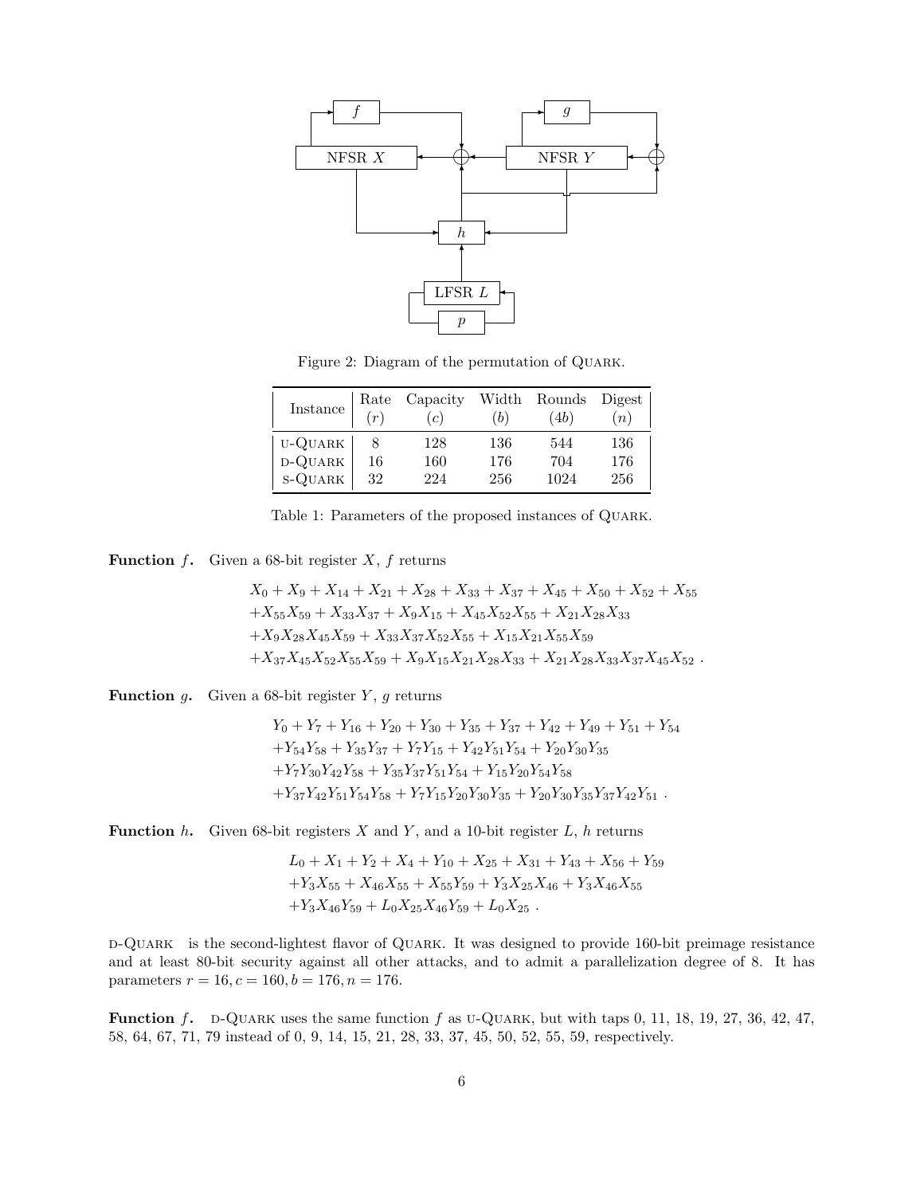Figure 2: Diagram of the permutation of QUARK.

| Instance | Rate ($r$) | Capacity ($c$) | Width ($b$) | Rounds ($4b$) | Digest ($n$) |
|---|---|---|---|---|---|
| U-QUARK | 8 | 128 | 136 | 544 | 136 |
| D-QUARK | 16 | 160 | 176 | 704 | 176 |
| S-QUARK | 32 | 224 | 256 | 1024 | 256 |

Table 1: Parameters of the proposed instances of QUARK.

**Function $f$.** Given a 68-bit register $X$, $f$ returns

$$
\begin{aligned}
&X_0 + X_9 + X_{14} + X_{21} + X_{28} + X_{33} + X_{37} + X_{45} + X_{50} + X_{52} + X_{55} \\
&+X_{55}X_{59} + X_{33}X_{37} + X_9X_{15} + X_{45}X_{52}X_{55} + X_{21}X_{28}X_{33} \\
&+X_9X_{28}X_{45}X_{59} + X_{33}X_{37}X_{52}X_{55} + X_{15}X_{21}X_{55}X_{59} \\
&+X_{37}X_{45}X_{52}X_{55}X_{59} + X_9X_{15}X_{21}X_{28}X_{33} + X_{21}X_{28}X_{33}X_{37}X_{45}X_{52} \ .
\end{aligned}
$$

**Function $g$.** Given a 68-bit register $Y$, $g$ returns

$$
\begin{aligned}
&Y_0 + Y_7 + Y_{16} + Y_{20} + Y_{30} + Y_{35} + Y_{37} + Y_{42} + Y_{49} + Y_{51} + Y_{54} \\
&+Y_{54}Y_{58} + Y_{35}Y_{37} + Y_7Y_{15} + Y_{42}Y_{51}Y_{54} + Y_{20}Y_{30}Y_{35} \\
&+Y_7Y_{30}Y_{42}Y_{58} + Y_{35}Y_{37}Y_{51}Y_{54} + Y_{15}Y_{20}Y_{54}Y_{58} \\
&+Y_{37}Y_{42}Y_{51}Y_{54}Y_{58} + Y_7Y_{15}Y_{20}Y_{30}Y_{35} + Y_{20}Y_{30}Y_{35}Y_{37}Y_{42}Y_{51} \ .
\end{aligned}
$$

**Function $h$.** Given 68-bit registers $X$ and $Y$, and a 10-bit register $L$, $h$ returns

$$
\begin{aligned}
&L_0 + X_1 + Y_2 + X_4 + Y_{10} + X_{25} + X_{31} + Y_{43} + X_{56} + Y_{59} \\
&+Y_3X_{55} + X_{46}X_{55} + X_{55}Y_{59} + Y_3X_{25}X_{46} + Y_3X_{46}X_{55} \\
&+Y_3X_{46}Y_{59} + L_0X_{25}X_{46}Y_{59} + L_0X_{25} \ .
\end{aligned}
$$

D-QUARK is the second-lightest flavor of QUARK. It was designed to provide 160-bit preimage resistance and at least 80-bit security against all other attacks, and to admit a parallelization degree of 8. It has parameters $r = 16, c = 160, b = 176, n = 176$.

**Function $f$.** D-QUARK uses the same function $f$ as U-QUARK, but with taps 0, 11, 18, 19, 27, 36, 42, 47, 58, 64, 67, 71, 79 instead of 0, 9, 14, 15, 21, 28, 33, 37, 45, 50, 52, 55, 59, respectively.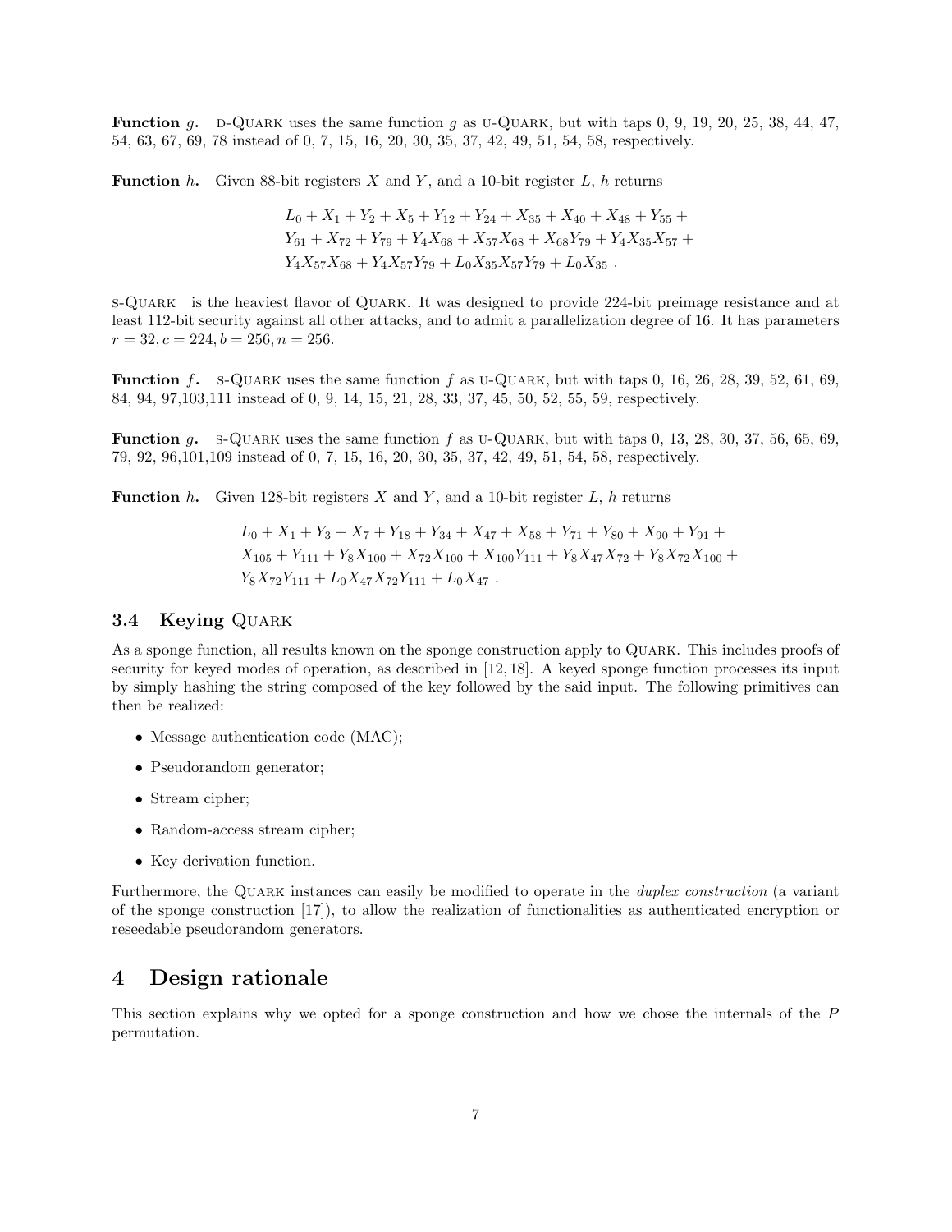**Function $g$.** D-QUARK uses the same function $g$ as U-QUARK, but with taps 0, 9, 19, 20, 25, 38, 44, 47, 54, 63, 67, 69, 78 instead of 0, 7, 15, 16, 20, 30, 35, 37, 42, 49, 51, 54, 58, respectively.

**Function $h$.** Given 88-bit registers $X$ and $Y$, and a 10-bit register $L$, $h$ returns

$$
\begin{aligned}
&L_0 + X_1 + Y_2 + X_5 + Y_{12} + Y_{24} + X_{35} + X_{40} + X_{48} + Y_{55} + \\
&Y_{61} + X_{72} + Y_{79} + Y_4 X_{68} + X_{57} X_{68} + X_{68} Y_{79} + Y_4 X_{35} X_{57} + \\
&Y_4 X_{57} X_{68} + Y_4 X_{57} Y_{79} + L_0 X_{35} X_{57} Y_{79} + L_0 X_{35} \ .
\end{aligned}
$$

S-QUARK is the heaviest flavor of QUARK. It was designed to provide 224-bit preimage resistance and at least 112-bit security against all other attacks, and to admit a parallelization degree of 16. It has parameters $r = 32, c = 224, b = 256, n = 256$.

**Function $f$.** S-QUARK uses the same function $f$ as U-QUARK, but with taps 0, 16, 26, 28, 39, 52, 61, 69, 84, 94, 97,103,111 instead of 0, 9, 14, 15, 21, 28, 33, 37, 45, 50, 52, 55, 59, respectively.

**Function $g$.** S-QUARK uses the same function $f$ as U-QUARK, but with taps 0, 13, 28, 30, 37, 56, 65, 69, 79, 92, 96,101,109 instead of 0, 7, 15, 16, 20, 30, 35, 37, 42, 49, 51, 54, 58, respectively.

**Function $h$.** Given 128-bit registers $X$ and $Y$, and a 10-bit register $L$, $h$ returns

$$
\begin{aligned}
&L_0 + X_1 + Y_3 + X_7 + Y_{18} + Y_{34} + X_{47} + X_{58} + Y_{71} + Y_{80} + X_{90} + Y_{91} + \\
&X_{105} + Y_{111} + Y_8 X_{100} + X_{72} X_{100} + X_{100} Y_{111} + Y_8 X_{47} X_{72} + Y_8 X_{72} X_{100} + \\
&Y_8 X_{72} Y_{111} + L_0 X_{47} X_{72} Y_{111} + L_0 X_{47} \ .
\end{aligned}
$$

### 3.4 Keying QUARK

As a sponge function, all results known on the sponge construction apply to QUARK. This includes proofs of security for keyed modes of operation, as described in [12, 18]. A keyed sponge function processes its input by simply hashing the string composed of the key followed by the said input. The following primitives can then be realized:

- Message authentication code (MAC);
- Pseudorandom generator;
- Stream cipher;
- Random-access stream cipher;
- Key derivation function.

Furthermore, the QUARK instances can easily be modified to operate in the *duplex construction* (a variant of the sponge construction [17]), to allow the realization of functionalities as authenticated encryption or reseedable pseudorandom generators.

## 4 Design rationale

This section explains why we opted for a sponge construction and how we chose the internals of the $P$ permutation.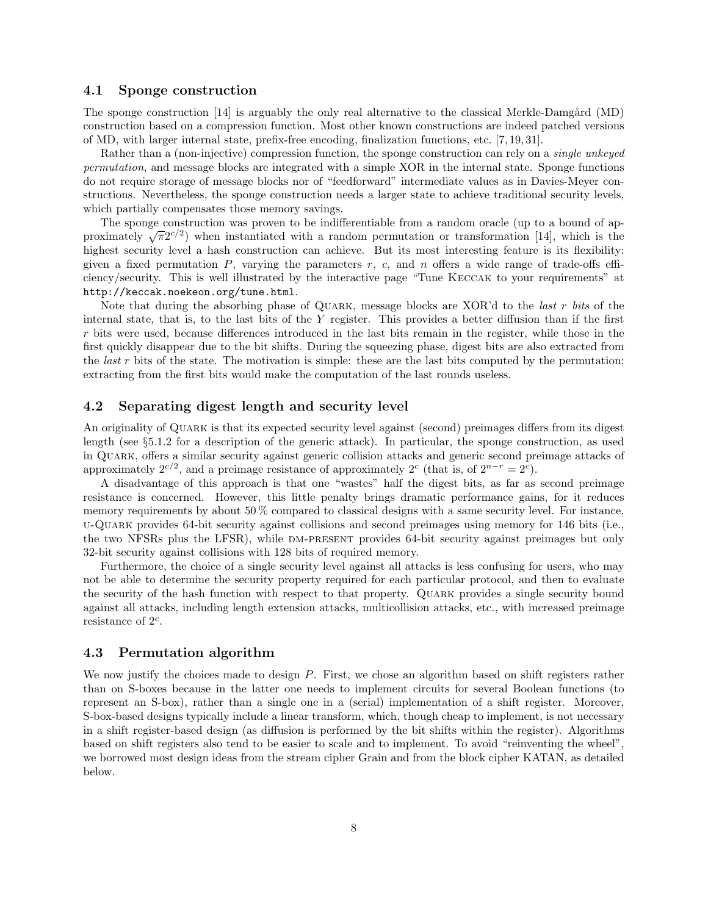### 4.1 Sponge construction

The sponge construction [14] is arguably the only real alternative to the classical Merkle-Damgård (MD) construction based on a compression function. Most other known constructions are indeed patched versions of MD, with larger internal state, prefix-free encoding, finalization functions, etc. [7, 19, 31].

Rather than a (non-injective) compression function, the sponge construction can rely on a *single unkeyed permutation*, and message blocks are integrated with a simple XOR in the internal state. Sponge functions do not require storage of message blocks nor of "feedforward" intermediate values as in Davies-Meyer constructions. Nevertheless, the sponge construction needs a larger state to achieve traditional security levels, which partially compensates those memory savings.

The sponge construction was proven to be indifferentiable from a random oracle (up to a bound of approximately $\sqrt{\pi}2^{c/2}$) when instantiated with a random permutation or transformation [14], which is the highest security level a hash construction can achieve. But its most interesting feature is its flexibility: given a fixed permutation $P$, varying the parameters $r$, $c$, and $n$ offers a wide range of trade-offs efficiency/security. This is well illustrated by the interactive page "Tune KECCAK to your requirements" at `http://keccak.noekeon.org/tune.html`.

Note that during the absorbing phase of QUARK, message blocks are XOR'd to the *last r bits* of the internal state, that is, to the last bits of the $Y$ register. This provides a better diffusion than if the first $r$ bits were used, because differences introduced in the last bits remain in the register, while those in the first quickly disappear due to the bit shifts. During the squeezing phase, digest bits are also extracted from the *last r* bits of the state. The motivation is simple: these are the last bits computed by the permutation; extracting from the first bits would make the computation of the last rounds useless.

### 4.2 Separating digest length and security level

An originality of QUARK is that its expected security level against (second) preimages differs from its digest length (see §5.1.2 for a description of the generic attack). In particular, the sponge construction, as used in QUARK, offers a similar security against generic collision attacks and generic second preimage attacks of approximately $2^{c/2}$, and a preimage resistance of approximately $2^c$ (that is, of $2^{n-r} = 2^c$).

A disadvantage of this approach is that one "wastes" half the digest bits, as far as second preimage resistance is concerned. However, this little penalty brings dramatic performance gains, for it reduces memory requirements by about 50 % compared to classical designs with a same security level. For instance, U-QUARK provides 64-bit security against collisions and second preimages using memory for 146 bits (i.e., the two NFSRs plus the LFSR), while DM-PRESENT provides 64-bit security against preimages but only 32-bit security against collisions with 128 bits of required memory.

Furthermore, the choice of a single security level against all attacks is less confusing for users, who may not be able to determine the security property required for each particular protocol, and then to evaluate the security of the hash function with respect to that property. QUARK provides a single security bound against all attacks, including length extension attacks, multicollision attacks, etc., with increased preimage resistance of $2^c$.

### 4.3 Permutation algorithm

We now justify the choices made to design $P$. First, we chose an algorithm based on shift registers rather than on S-boxes because in the latter one needs to implement circuits for several Boolean functions (to represent an S-box), rather than a single one in a (serial) implementation of a shift register. Moreover, S-box-based designs typically include a linear transform, which, though cheap to implement, is not necessary in a shift register-based design (as diffusion is performed by the bit shifts within the register). Algorithms based on shift registers also tend to be easier to scale and to implement. To avoid "reinventing the wheel", we borrowed most design ideas from the stream cipher Grain and from the block cipher KATAN, as detailed below.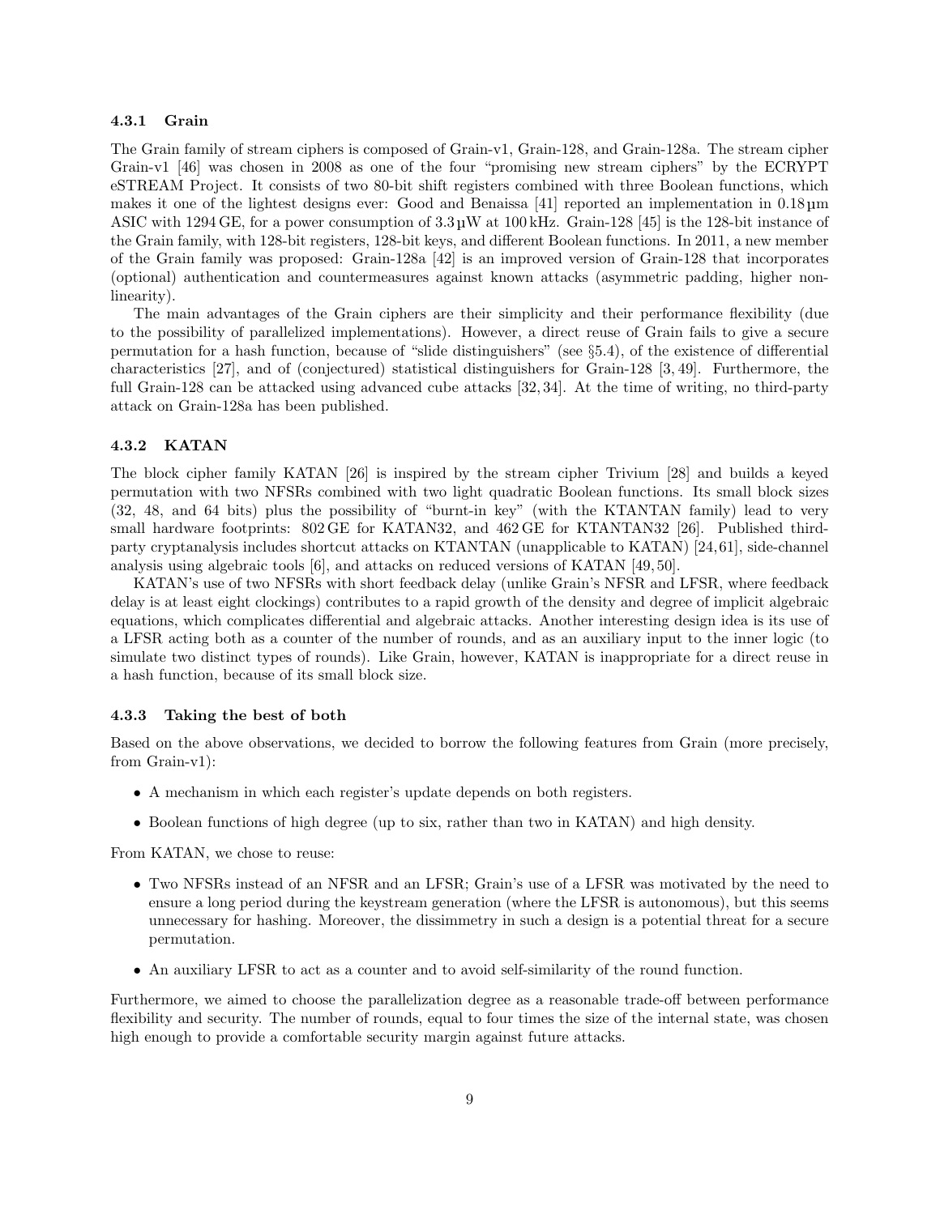#### 4.3.1 Grain

The Grain family of stream ciphers is composed of Grain-v1, Grain-128, and Grain-128a. The stream cipher Grain-v1 [46] was chosen in 2008 as one of the four "promising new stream ciphers" by the ECRYPT eSTREAM Project. It consists of two 80-bit shift registers combined with three Boolean functions, which makes it one of the lightest designs ever: Good and Benaissa [41] reported an implementation in 0.18 µm ASIC with 1294 GE, for a power consumption of 3.3 µW at 100 kHz. Grain-128 [45] is the 128-bit instance of the Grain family, with 128-bit registers, 128-bit keys, and different Boolean functions. In 2011, a new member of the Grain family was proposed: Grain-128a [42] is an improved version of Grain-128 that incorporates (optional) authentication and countermeasures against known attacks (asymmetric padding, higher non-linearity).

The main advantages of the Grain ciphers are their simplicity and their performance flexibility (due to the possibility of parallelized implementations). However, a direct reuse of Grain fails to give a secure permutation for a hash function, because of "slide distinguishers" (see §5.4), of the existence of differential characteristics [27], and of (conjectured) statistical distinguishers for Grain-128 [3, 49]. Furthermore, the full Grain-128 can be attacked using advanced cube attacks [32, 34]. At the time of writing, no third-party attack on Grain-128a has been published.

#### 4.3.2 KATAN

The block cipher family KATAN [26] is inspired by the stream cipher Trivium [28] and builds a keyed permutation with two NFSRs combined with two light quadratic Boolean functions. Its small block sizes (32, 48, and 64 bits) plus the possibility of "burnt-in key" (with the KTANTAN family) lead to very small hardware footprints: 802 GE for KATAN32, and 462 GE for KTANTAN32 [26]. Published third-party cryptanalysis includes shortcut attacks on KTANTAN (unapplicable to KATAN) [24, 61], side-channel analysis using algebraic tools [6], and attacks on reduced versions of KATAN [49, 50].

KATAN's use of two NFSRs with short feedback delay (unlike Grain's NFSR and LFSR, where feedback delay is at least eight clockings) contributes to a rapid growth of the density and degree of implicit algebraic equations, which complicates differential and algebraic attacks. Another interesting design idea is its use of a LFSR acting both as a counter of the number of rounds, and as an auxiliary input to the inner logic (to simulate two distinct types of rounds). Like Grain, however, KATAN is inappropriate for a direct reuse in a hash function, because of its small block size.

#### 4.3.3 Taking the best of both

Based on the above observations, we decided to borrow the following features from Grain (more precisely, from Grain-v1):

- A mechanism in which each register's update depends on both registers.
- Boolean functions of high degree (up to six, rather than two in KATAN) and high density.

From KATAN, we chose to reuse:

- Two NFSRs instead of an NFSR and an LFSR; Grain's use of a LFSR was motivated by the need to ensure a long period during the keystream generation (where the LFSR is autonomous), but this seems unnecessary for hashing. Moreover, the dissimmetry in such a design is a potential threat for a secure permutation.
- An auxiliary LFSR to act as a counter and to avoid self-similarity of the round function.

Furthermore, we aimed to choose the parallelization degree as a reasonable trade-off between performance flexibility and security. The number of rounds, equal to four times the size of the internal state, was chosen high enough to provide a comfortable security margin against future attacks.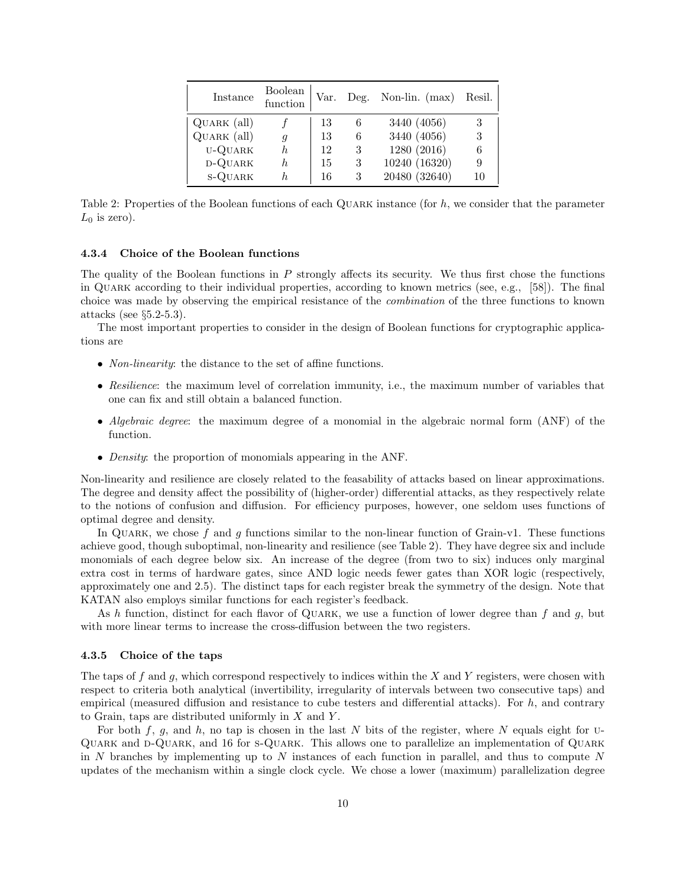| Instance | Boolean function | Var. | Deg. | Non-lin. (max) | Resil. |
|---|---|---|---|---|---|
| QUARK (all) | $f$ | 13 | 6 | 3440 (4056) | 3 |
| QUARK (all) | $g$ | 13 | 6 | 3440 (4056) | 3 |
| U-QUARK | $h$ | 12 | 3 | 1280 (2016) | 6 |
| D-QUARK | $h$ | 15 | 3 | 10240 (16320) | 9 |
| S-QUARK | $h$ | 16 | 3 | 20480 (32640) | 10 |

Table 2: Properties of the Boolean functions of each QUARK instance (for $h$, we consider that the parameter $L_0$ is zero).

#### 4.3.4 Choice of the Boolean functions

The quality of the Boolean functions in $P$ strongly affects its security. We thus first chose the functions in QUARK according to their individual properties, according to known metrics (see, e.g., [58]). The final choice was made by observing the empirical resistance of the *combination* of the three functions to known attacks (see §5.2-5.3).

The most important properties to consider in the design of Boolean functions for cryptographic applications are

- *Non-linearity*: the distance to the set of affine functions.
- *Resilience*: the maximum level of correlation immunity, i.e., the maximum number of variables that one can fix and still obtain a balanced function.
- *Algebraic degree*: the maximum degree of a monomial in the algebraic normal form (ANF) of the function.
- *Density*: the proportion of monomials appearing in the ANF.

Non-linearity and resilience are closely related to the feasability of attacks based on linear approximations. The degree and density affect the possibility of (higher-order) differential attacks, as they respectively relate to the notions of confusion and diffusion. For efficiency purposes, however, one seldom uses functions of optimal degree and density.

In QUARK, we chose $f$ and $g$ functions similar to the non-linear function of Grain-v1. These functions achieve good, though suboptimal, non-linearity and resilience (see Table 2). They have degree six and include monomials of each degree below six. An increase of the degree (from two to six) induces only marginal extra cost in terms of hardware gates, since AND logic needs fewer gates than XOR logic (respectively, approximately one and 2.5). The distinct taps for each register break the symmetry of the design. Note that KATAN also employs similar functions for each register's feedback.

As $h$ function, distinct for each flavor of QUARK, we use a function of lower degree than $f$ and $g$, but with more linear terms to increase the cross-diffusion between the two registers.

#### 4.3.5 Choice of the taps

The taps of $f$ and $g$, which correspond respectively to indices within the $X$ and $Y$ registers, were chosen with respect to criteria both analytical (invertibility, irregularity of intervals between two consecutive taps) and empirical (measured diffusion and resistance to cube testers and differential attacks). For $h$, and contrary to Grain, taps are distributed uniformly in $X$ and $Y$.

For both $f$, $g$, and $h$, no tap is chosen in the last $N$ bits of the register, where $N$ equals eight for U-QUARK and D-QUARK, and 16 for S-QUARK. This allows one to parallelize an implementation of QUARK in $N$ branches by implementing up to $N$ instances of each function in parallel, and thus to compute $N$ updates of the mechanism within a single clock cycle. We chose a lower (maximum) parallelization degree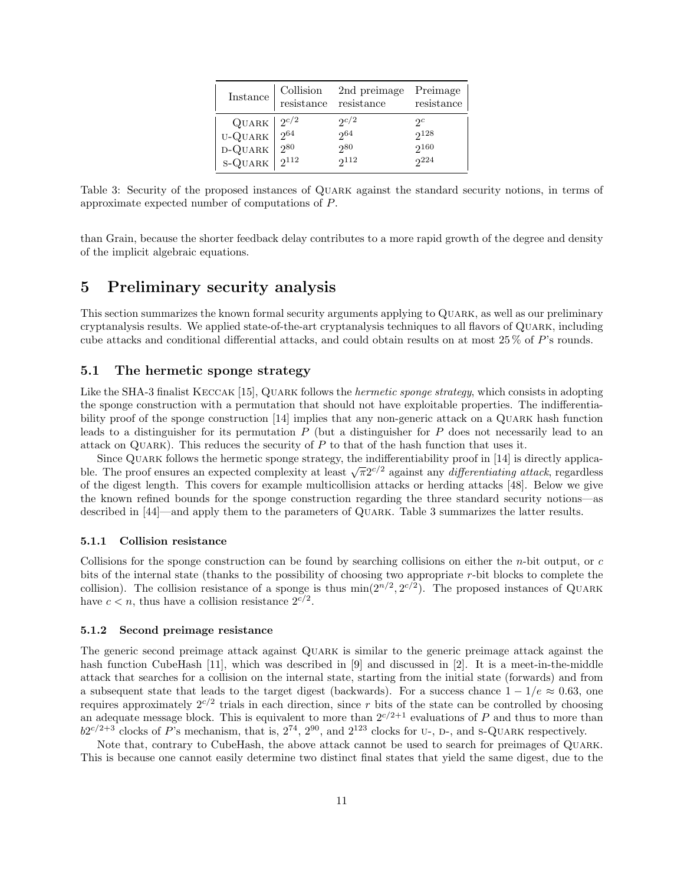| Instance | Collision resistance | 2nd preimage resistance | Preimage resistance |
|---|---|---|---|
| Quark | $2^{c/2}$ | $2^{c/2}$ | $2^{c}$ |
| u-Quark | $2^{64}$ | $2^{64}$ | $2^{128}$ |
| d-Quark | $2^{80}$ | $2^{80}$ | $2^{160}$ |
| s-Quark | $2^{112}$ | $2^{112}$ | $2^{224}$ |

Table 3: Security of the proposed instances of Quark against the standard security notions, in terms of approximate expected number of computations of $P$.

than Grain, because the shorter feedback delay contributes to a more rapid growth of the degree and density of the implicit algebraic equations.

# 5 Preliminary security analysis

This section summarizes the known formal security arguments applying to Quark, as well as our preliminary cryptanalysis results. We applied state-of-the-art cryptanalysis techniques to all flavors of Quark, including cube attacks and conditional differential attacks, and could obtain results on at most 25 % of $P$'s rounds.

## 5.1 The hermetic sponge strategy

Like the SHA-3 finalist Keccak [15], Quark follows the *hermetic sponge strategy*, which consists in adopting the sponge construction with a permutation that should not have exploitable properties. The indifferentiability proof of the sponge construction [14] implies that any non-generic attack on a Quark hash function leads to a distinguisher for its permutation $P$ (but a distinguisher for $P$ does not necessarily lead to an attack on Quark). This reduces the security of $P$ to that of the hash function that uses it.

Since Quark follows the hermetic sponge strategy, the indifferentiability proof in [14] is directly applicable. The proof ensures an expected complexity at least $\sqrt{\pi}2^{c/2}$ against any *differentiating attack*, regardless of the digest length. This covers for example multicollision attacks or herding attacks [48]. Below we give the known refined bounds for the sponge construction regarding the three standard security notions—as described in [44]—and apply them to the parameters of Quark. Table 3 summarizes the latter results.

### 5.1.1 Collision resistance

Collisions for the sponge construction can be found by searching collisions on either the $n$-bit output, or $c$ bits of the internal state (thanks to the possibility of choosing two appropriate $r$-bit blocks to complete the collision). The collision resistance of a sponge is thus $\min(2^{n/2}, 2^{c/2})$. The proposed instances of Quark have $c < n$, thus have a collision resistance $2^{c/2}$.

### 5.1.2 Second preimage resistance

The generic second preimage attack against Quark is similar to the generic preimage attack against the hash function CubeHash [11], which was described in [9] and discussed in [2]. It is a meet-in-the-middle attack that searches for a collision on the internal state, starting from the initial state (forwards) and from a subsequent state that leads to the target digest (backwards). For a success chance $1 - 1/e \approx 0.63$, one requires approximately $2^{c/2}$ trials in each direction, since $r$ bits of the state can be controlled by choosing an adequate message block. This is equivalent to more than $2^{c/2+1}$ evaluations of $P$ and thus to more than $b2^{c/2+3}$ clocks of $P$'s mechanism, that is, $2^{74}$, $2^{90}$, and $2^{123}$ clocks for u-, d-, and s-Quark respectively.

Note that, contrary to CubeHash, the above attack cannot be used to search for preimages of Quark. This is because one cannot easily determine two distinct final states that yield the same digest, due to the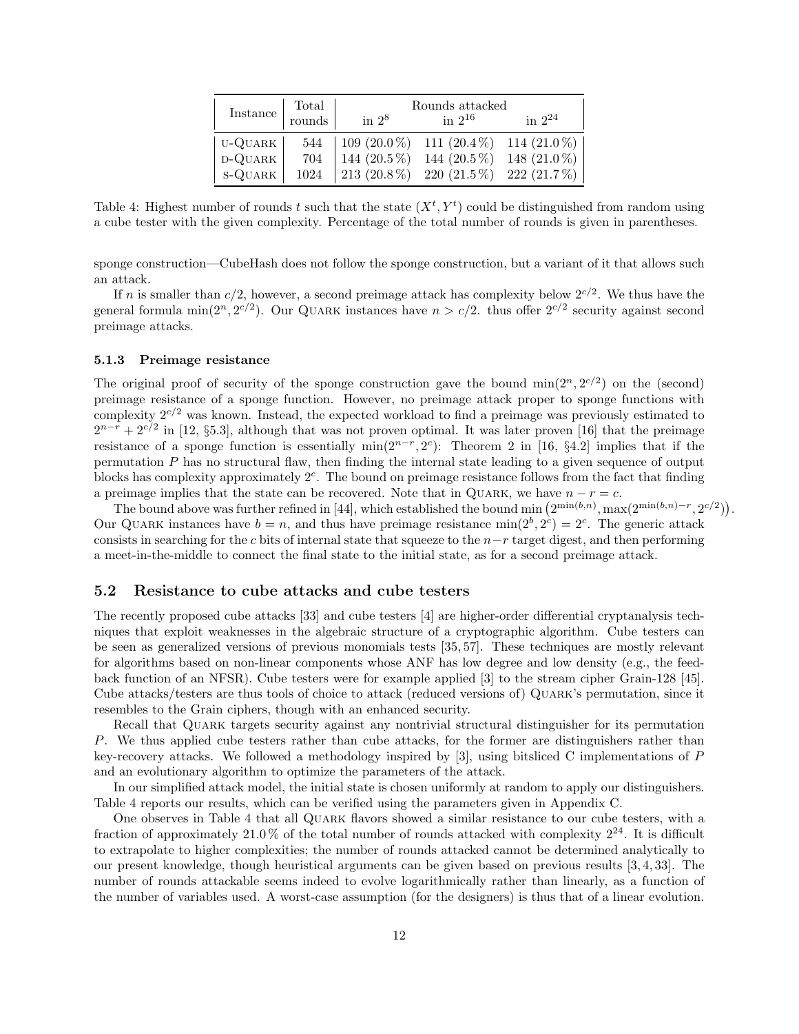| Instance | Total rounds | Rounds attacked | | |
|---|---|---|---|---|
| | | in $2^8$ | in $2^{16}$ | in $2^{24}$ |
| u-Quark | 544 | 109 (20.0 %) | 111 (20.4 %) | 114 (21.0 %) |
| d-Quark | 704 | 144 (20.5 %) | 144 (20.5 %) | 148 (21.0 %) |
| s-Quark | 1024 | 213 (20.8 %) | 220 (21.5 %) | 222 (21.7 %) |

Table 4: Highest number of rounds $t$ such that the state $(X^t, Y^t)$ could be distinguished from random using a cube tester with the given complexity. Percentage of the total number of rounds is given in parentheses.

sponge construction—CubeHash does not follow the sponge construction, but a variant of it that allows such an attack.

If $n$ is smaller than $c/2$, however, a second preimage attack has complexity below $2^{c/2}$. We thus have the general formula $\min(2^n, 2^{c/2})$. Our Quark instances have $n > c/2$. thus offer $2^{c/2}$ security against second preimage attacks.

#### 5.1.3 Preimage resistance

The original proof of security of the sponge construction gave the bound $\min(2^n, 2^{c/2})$ on the (second) preimage resistance of a sponge function. However, no preimage attack proper to sponge functions with complexity $2^{c/2}$ was known. Instead, the expected workload to find a preimage was previously estimated to $2^{n-r} + 2^{c/2}$ in [12, §5.3], although that was not proven optimal. It was later proven [16] that the preimage resistance of a sponge function is essentially $\min(2^{n-r}, 2^c)$: Theorem 2 in [16, §4.2] implies that if the permutation $P$ has no structural flaw, then finding the internal state leading to a given sequence of output blocks has complexity approximately $2^c$. The bound on preimage resistance follows from the fact that finding a preimage implies that the state can be recovered. Note that in Quark, we have $n - r = c$.

The bound above was further refined in [44], which established the bound $\min\left(2^{\min(b,n)}, \max(2^{\min(b,n)-r}, 2^{c/2})\right)$. Our Quark instances have $b = n$, and thus have preimage resistance $\min(2^b, 2^c) = 2^c$. The generic attack consists in searching for the $c$ bits of internal state that squeeze to the $n-r$ target digest, and then performing a meet-in-the-middle to connect the final state to the initial state, as for a second preimage attack.

### 5.2 Resistance to cube attacks and cube testers

The recently proposed cube attacks [33] and cube testers [4] are higher-order differential cryptanalysis techniques that exploit weaknesses in the algebraic structure of a cryptographic algorithm. Cube testers can be seen as generalized versions of previous monomials tests [35, 57]. These techniques are mostly relevant for algorithms based on non-linear components whose ANF has low degree and low density (e.g., the feedback function of an NFSR). Cube testers were for example applied [3] to the stream cipher Grain-128 [45]. Cube attacks/testers are thus tools of choice to attack (reduced versions of) Quark's permutation, since it resembles to the Grain ciphers, though with an enhanced security.

Recall that Quark targets security against any nontrivial structural distinguisher for its permutation $P$. We thus applied cube testers rather than cube attacks, for the former are distinguishers rather than key-recovery attacks. We followed a methodology inspired by [3], using bitsliced C implementations of $P$ and an evolutionary algorithm to optimize the parameters of the attack.

In our simplified attack model, the initial state is chosen uniformly at random to apply our distinguishers. Table 4 reports our results, which can be verified using the parameters given in Appendix C.

One observes in Table 4 that all Quark flavors showed a similar resistance to our cube testers, with a fraction of approximately 21.0 % of the total number of rounds attacked with complexity $2^{24}$. It is difficult to extrapolate to higher complexities; the number of rounds attacked cannot be determined analytically to our present knowledge, though heuristical arguments can be given based on previous results [3, 4, 33]. The number of rounds attackable seems indeed to evolve logarithmically rather than linearly, as a function of the number of variables used. A worst-case assumption (for the designers) is thus that of a linear evolution.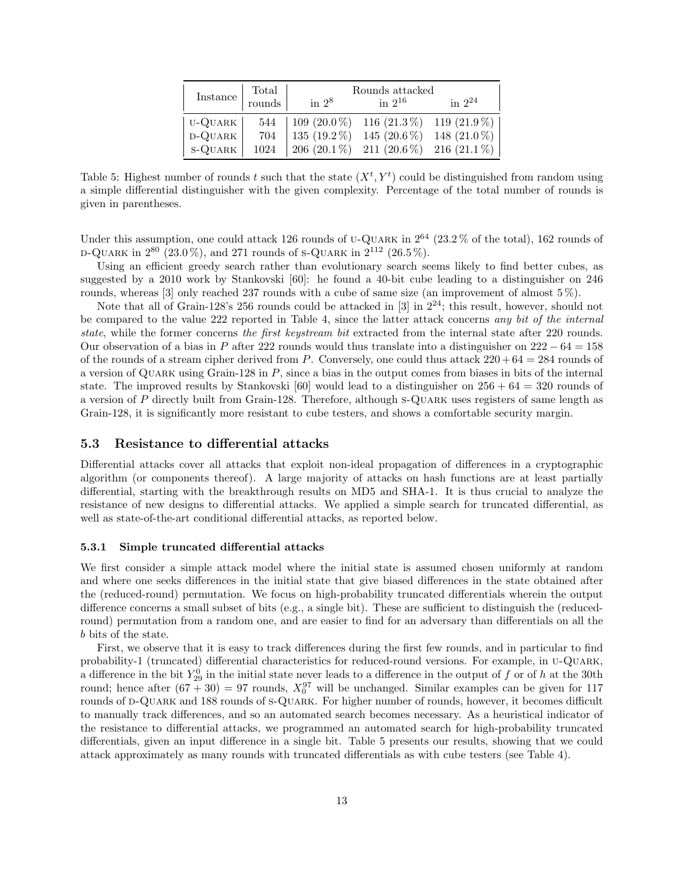| Instance | Total rounds | Rounds attacked | | |
|---|---|---|---|---|
| | | in $2^8$ | in $2^{16}$ | in $2^{24}$ |
| U-QUARK | 544 | 109 (20.0 %) | 116 (21.3 %) | 119 (21.9 %) |
| D-QUARK | 704 | 135 (19.2 %) | 145 (20.6 %) | 148 (21.0 %) |
| S-QUARK | 1024 | 206 (20.1 %) | 211 (20.6 %) | 216 (21.1 %) |

Table 5: Highest number of rounds $t$ such that the state $(X^t, Y^t)$ could be distinguished from random using a simple differential distinguisher with the given complexity. Percentage of the total number of rounds is given in parentheses.

Under this assumption, one could attack 126 rounds of U-QUARK in $2^{64}$ (23.2 % of the total), 162 rounds of D-QUARK in $2^{80}$ (23.0 %), and 271 rounds of S-QUARK in $2^{112}$ (26.5 %).

Using an efficient greedy search rather than evolutionary search seems likely to find better cubes, as suggested by a 2010 work by Stankovski [60]: he found a 40-bit cube leading to a distinguisher on 246 rounds, whereas [3] only reached 237 rounds with a cube of same size (an improvement of almost 5 %).

Note that all of Grain-128's 256 rounds could be attacked in [3] in $2^{24}$; this result, however, should not be compared to the value 222 reported in Table 4, since the latter attack concerns *any bit of the internal state*, while the former concerns *the first keystream bit* extracted from the internal state after 220 rounds. Our observation of a bias in $P$ after 222 rounds would thus translate into a distinguisher on $222 - 64 = 158$ of the rounds of a stream cipher derived from $P$. Conversely, one could thus attack $220 + 64 = 284$ rounds of a version of QUARK using Grain-128 in $P$, since a bias in the output comes from biases in bits of the internal state. The improved results by Stankovski [60] would lead to a distinguisher on $256 + 64 = 320$ rounds of a version of $P$ directly built from Grain-128. Therefore, although S-QUARK uses registers of same length as Grain-128, it is significantly more resistant to cube testers, and shows a comfortable security margin.

## 5.3 Resistance to differential attacks

Differential attacks cover all attacks that exploit non-ideal propagation of differences in a cryptographic algorithm (or components thereof). A large majority of attacks on hash functions are at least partially differential, starting with the breakthrough results on MD5 and SHA-1. It is thus crucial to analyze the resistance of new designs to differential attacks. We applied a simple search for truncated differential, as well as state-of-the-art conditional differential attacks, as reported below.

### 5.3.1 Simple truncated differential attacks

We first consider a simple attack model where the initial state is assumed chosen uniformly at random and where one seeks differences in the initial state that give biased differences in the state obtained after the (reduced-round) permutation. We focus on high-probability truncated differentials wherein the output difference concerns a small subset of bits (e.g., a single bit). These are sufficient to distinguish the (reduced-round) permutation from a random one, and are easier to find for an adversary than differentials on all the $b$ bits of the state.

First, we observe that it is easy to track differences during the first few rounds, and in particular to find probability-1 (truncated) differential characteristics for reduced-round versions. For example, in U-QUARK, a difference in the bit $Y_{29}^0$ in the initial state never leads to a difference in the output of $f$ or of $h$ at the 30th round; hence after $(67 + 30) = 97$ rounds, $X_0^{97}$ will be unchanged. Similar examples can be given for 117 rounds of D-QUARK and 188 rounds of S-QUARK. For higher number of rounds, however, it becomes difficult to manually track differences, and so an automated search becomes necessary. As a heuristical indicator of the resistance to differential attacks, we programmed an automated search for high-probability truncated differentials, given an input difference in a single bit. Table 5 presents our results, showing that we could attack approximately as many rounds with truncated differentials as with cube testers (see Table 4).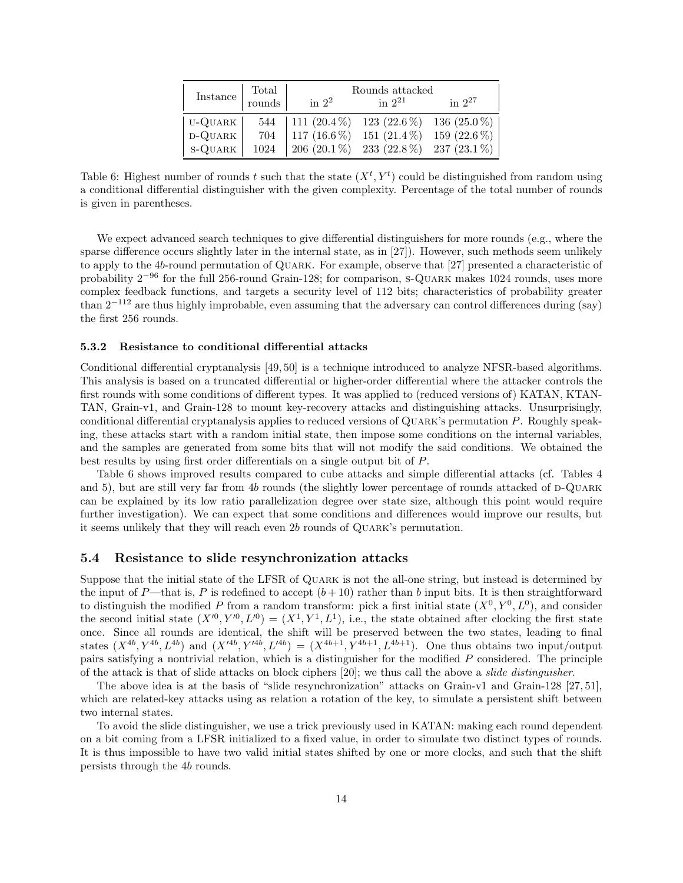| Instance | Total rounds | Rounds attacked in $2^2$ | in $2^{21}$ | in $2^{27}$ |
|---|---|---|---|---|
| u-Quark | 544 | 111 (20.4 %) | 123 (22.6 %) | 136 (25.0 %) |
| d-Quark | 704 | 117 (16.6 %) | 151 (21.4 %) | 159 (22.6 %) |
| s-Quark | 1024 | 206 (20.1 %) | 233 (22.8 %) | 237 (23.1 %) |

Table 6: Highest number of rounds $t$ such that the state $(X^t, Y^t)$ could be distinguished from random using a conditional differential distinguisher with the given complexity. Percentage of the total number of rounds is given in parentheses.

We expect advanced search techniques to give differential distinguishers for more rounds (e.g., where the sparse difference occurs slightly later in the internal state, as in [27]). However, such methods seem unlikely to apply to the $4b$-round permutation of Quark. For example, observe that [27] presented a characteristic of probability $2^{-96}$ for the full 256-round Grain-128; for comparison, s-Quark makes 1024 rounds, uses more complex feedback functions, and targets a security level of 112 bits; characteristics of probability greater than $2^{-112}$ are thus highly improbable, even assuming that the adversary can control differences during (say) the first 256 rounds.

#### 5.3.2 Resistance to conditional differential attacks

Conditional differential cryptanalysis [49, 50] is a technique introduced to analyze NFSR-based algorithms. This analysis is based on a truncated differential or higher-order differential where the attacker controls the first rounds with some conditions of different types. It was applied to (reduced versions of) KATAN, KTANTAN, Grain-v1, and Grain-128 to mount key-recovery attacks and distinguishing attacks. Unsurprisingly, conditional differential cryptanalysis applies to reduced versions of Quark's permutation $P$. Roughly speaking, these attacks start with a random initial state, then impose some conditions on the internal variables, and the samples are generated from some bits that will not modify the said conditions. We obtained the best results by using first order differentials on a single output bit of $P$.

Table 6 shows improved results compared to cube attacks and simple differential attacks (cf. Tables 4 and 5), but are still very far from $4b$ rounds (the slightly lower percentage of rounds attacked of d-Quark can be explained by its low ratio parallelization degree over state size, although this point would require further investigation). We can expect that some conditions and differences would improve our results, but it seems unlikely that they will reach even $2b$ rounds of Quark's permutation.

### 5.4 Resistance to slide resynchronization attacks

Suppose that the initial state of the LFSR of Quark is not the all-one string, but instead is determined by the input of $P$—that is, $P$ is redefined to accept $(b + 10)$ rather than $b$ input bits. It is then straightforward to distinguish the modified $P$ from a random transform: pick a first initial state $(X^0, Y^0, L^0)$, and consider the second initial state $(X'^0, Y'^0, L'^0) = (X^1, Y^1, L^1)$, i.e., the state obtained after clocking the first state once. Since all rounds are identical, the shift will be preserved between the two states, leading to final states $(X^{4b}, Y^{4b}, L^{4b})$ and $(X'^{4b}, Y'^{4b}, L'^{4b}) = (X^{4b+1}, Y^{4b+1}, L^{4b+1})$. One thus obtains two input/output pairs satisfying a nontrivial relation, which is a distinguisher for the modified $P$ considered. The principle of the attack is that of slide attacks on block ciphers [20]; we thus call the above a *slide distinguisher*.

The above idea is at the basis of "slide resynchronization" attacks on Grain-v1 and Grain-128 [27, 51], which are related-key attacks using as relation a rotation of the key, to simulate a persistent shift between two internal states.

To avoid the slide distinguisher, we use a trick previously used in KATAN: making each round dependent on a bit coming from a LFSR initialized to a fixed value, in order to simulate two distinct types of rounds. It is thus impossible to have two valid initial states shifted by one or more clocks, and such that the shift persists through the $4b$ rounds.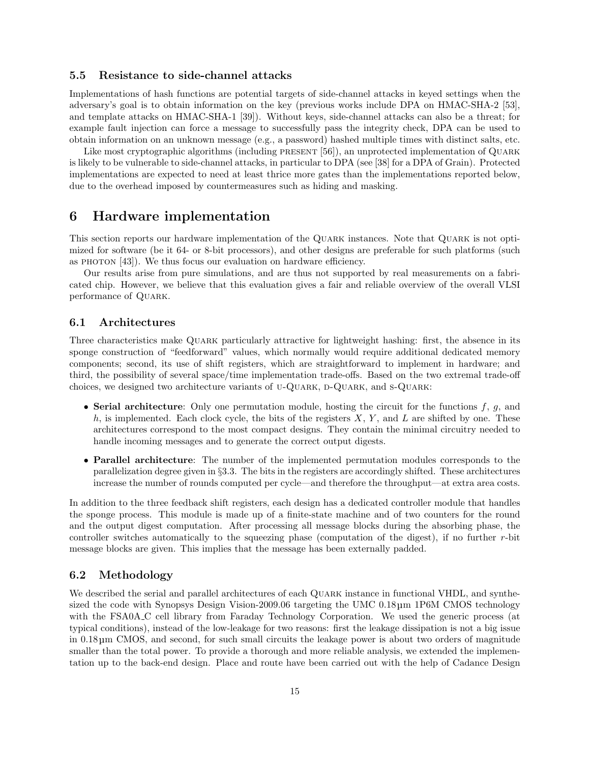### 5.5 Resistance to side-channel attacks

Implementations of hash functions are potential targets of side-channel attacks in keyed settings when the adversary's goal is to obtain information on the key (previous works include DPA on HMAC-SHA-2 [53], and template attacks on HMAC-SHA-1 [39]). Without keys, side-channel attacks can also be a threat; for example fault injection can force a message to successfully pass the integrity check, DPA can be used to obtain information on an unknown message (e.g., a password) hashed multiple times with distinct salts, etc.

Like most cryptographic algorithms (including PRESENT [56]), an unprotected implementation of QUARK is likely to be vulnerable to side-channel attacks, in particular to DPA (see [38] for a DPA of Grain). Protected implementations are expected to need at least thrice more gates than the implementations reported below, due to the overhead imposed by countermeasures such as hiding and masking.

## 6 Hardware implementation

This section reports our hardware implementation of the QUARK instances. Note that QUARK is not optimized for software (be it 64- or 8-bit processors), and other designs are preferable for such platforms (such as PHOTON [43]). We thus focus our evaluation on hardware efficiency.

Our results arise from pure simulations, and are thus not supported by real measurements on a fabricated chip. However, we believe that this evaluation gives a fair and reliable overview of the overall VLSI performance of QUARK.

### 6.1 Architectures

Three characteristics make QUARK particularly attractive for lightweight hashing: first, the absence in its sponge construction of "feedforward" values, which normally would require additional dedicated memory components; second, its use of shift registers, which are straightforward to implement in hardware; and third, the possibility of several space/time implementation trade-offs. Based on the two extremal trade-off choices, we designed two architecture variants of U-QUARK, D-QUARK, and S-QUARK:

- **Serial architecture**: Only one permutation module, hosting the circuit for the functions $f$, $g$, and $h$, is implemented. Each clock cycle, the bits of the registers $X$, $Y$, and $L$ are shifted by one. These architectures correspond to the most compact designs. They contain the minimal circuitry needed to handle incoming messages and to generate the correct output digests.
- **Parallel architecture**: The number of the implemented permutation modules corresponds to the parallelization degree given in §3.3. The bits in the registers are accordingly shifted. These architectures increase the number of rounds computed per cycle—and therefore the throughput—at extra area costs.

In addition to the three feedback shift registers, each design has a dedicated controller module that handles the sponge process. This module is made up of a finite-state machine and of two counters for the round and the output digest computation. After processing all message blocks during the absorbing phase, the controller switches automatically to the squeezing phase (computation of the digest), if no further $r$-bit message blocks are given. This implies that the message has been externally padded.

### 6.2 Methodology

We described the serial and parallel architectures of each QUARK instance in functional VHDL, and synthesized the code with Synopsys Design Vision-2009.06 targeting the UMC 0.18µm 1P6M CMOS technology with the FSA0A_C cell library from Faraday Technology Corporation. We used the generic process (at typical conditions), instead of the low-leakage for two reasons: first the leakage dissipation is not a big issue in 0.18µm CMOS, and second, for such small circuits the leakage power is about two orders of magnitude smaller than the total power. To provide a thorough and more reliable analysis, we extended the implementation up to the back-end design. Place and route have been carried out with the help of Cadance Design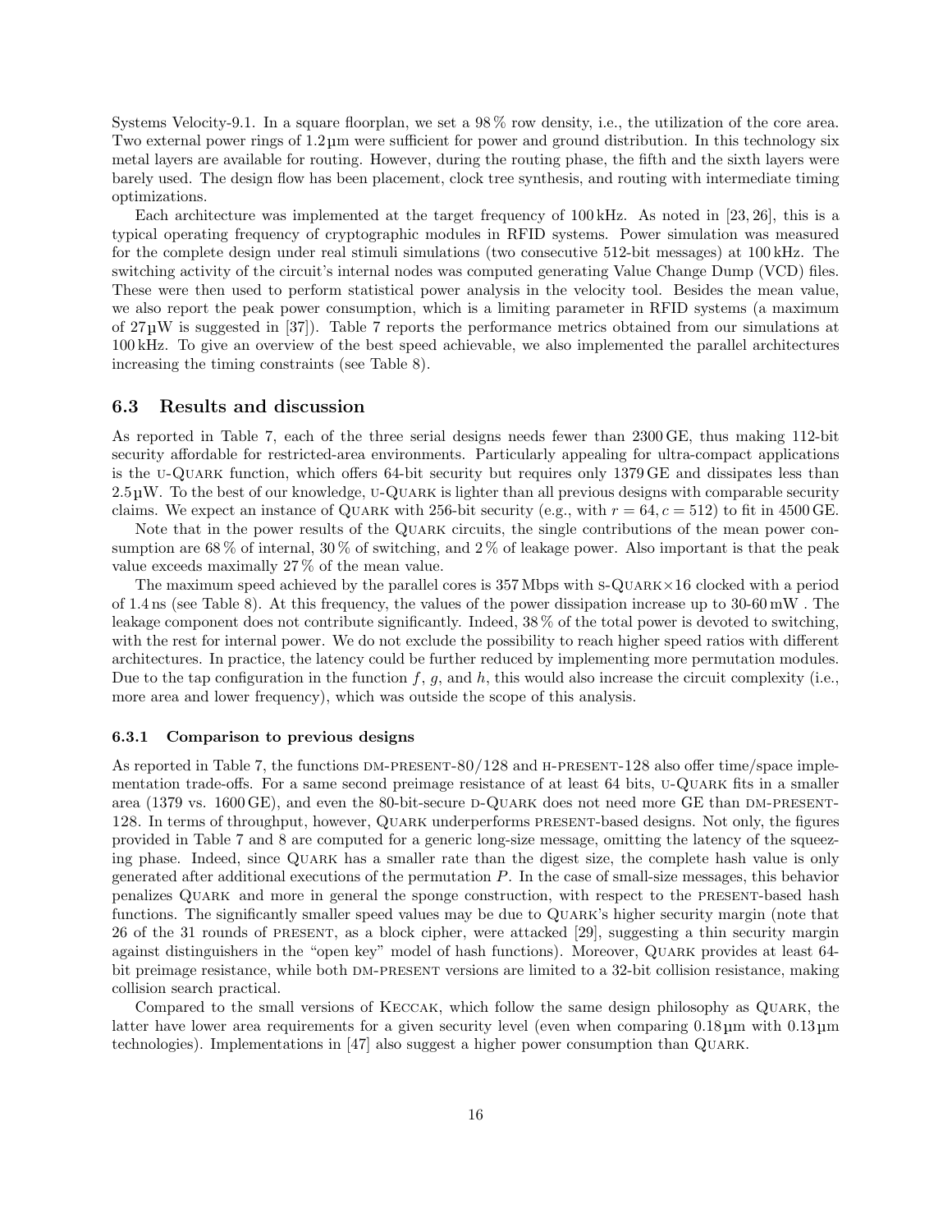Systems Velocity-9.1. In a square floorplan, we set a 98 % row density, i.e., the utilization of the core area. Two external power rings of 1.2 µm were sufficient for power and ground distribution. In this technology six metal layers are available for routing. However, during the routing phase, the fifth and the sixth layers were barely used. The design flow has been placement, clock tree synthesis, and routing with intermediate timing optimizations.

Each architecture was implemented at the target frequency of 100 kHz. As noted in [23, 26], this is a typical operating frequency of cryptographic modules in RFID systems. Power simulation was measured for the complete design under real stimuli simulations (two consecutive 512-bit messages) at 100 kHz. The switching activity of the circuit's internal nodes was computed generating Value Change Dump (VCD) files. These were then used to perform statistical power analysis in the velocity tool. Besides the mean value, we also report the peak power consumption, which is a limiting parameter in RFID systems (a maximum of 27 µW is suggested in [37]). Table 7 reports the performance metrics obtained from our simulations at 100 kHz. To give an overview of the best speed achievable, we also implemented the parallel architectures increasing the timing constraints (see Table 8).

## 6.3 Results and discussion

As reported in Table 7, each of the three serial designs needs fewer than 2300 GE, thus making 112-bit security affordable for restricted-area environments. Particularly appealing for ultra-compact applications is the U-QUARK function, which offers 64-bit security but requires only 1379 GE and dissipates less than 2.5 µW. To the best of our knowledge, U-QUARK is lighter than all previous designs with comparable security claims. We expect an instance of QUARK with 256-bit security (e.g., with $r = 64, c = 512$) to fit in 4500 GE.

Note that in the power results of the QUARK circuits, the single contributions of the mean power consumption are 68 % of internal, 30 % of switching, and 2 % of leakage power. Also important is that the peak value exceeds maximally 27 % of the mean value.

The maximum speed achieved by the parallel cores is 357 Mbps with S-QUARK×16 clocked with a period of 1.4 ns (see Table 8). At this frequency, the values of the power dissipation increase up to 30-60 mW . The leakage component does not contribute significantly. Indeed, 38 % of the total power is devoted to switching, with the rest for internal power. We do not exclude the possibility to reach higher speed ratios with different architectures. In practice, the latency could be further reduced by implementing more permutation modules. Due to the tap configuration in the function $f$, $g$, and $h$, this would also increase the circuit complexity (i.e., more area and lower frequency), which was outside the scope of this analysis.

### 6.3.1 Comparison to previous designs

As reported in Table 7, the functions DM-PRESENT-80/128 and H-PRESENT-128 also offer time/space implementation trade-offs. For a same second preimage resistance of at least 64 bits, U-QUARK fits in a smaller area (1379 vs. 1600 GE), and even the 80-bit-secure D-QUARK does not need more GE than DM-PRESENT-128. In terms of throughput, however, QUARK underperforms PRESENT-based designs. Not only, the figures provided in Table 7 and 8 are computed for a generic long-size message, omitting the latency of the squeezing phase. Indeed, since QUARK has a smaller rate than the digest size, the complete hash value is only generated after additional executions of the permutation $P$. In the case of small-size messages, this behavior penalizes QUARK and more in general the sponge construction, with respect to the PRESENT-based hash functions. The significantly smaller speed values may be due to QUARK's higher security margin (note that 26 of the 31 rounds of PRESENT, as a block cipher, were attacked [29], suggesting a thin security margin against distinguishers in the "open key" model of hash functions). Moreover, QUARK provides at least 64-bit preimage resistance, while both DM-PRESENT versions are limited to a 32-bit collision resistance, making collision search practical.

Compared to the small versions of KECCAK, which follow the same design philosophy as QUARK, the latter have lower area requirements for a given security level (even when comparing 0.18 µm with 0.13 µm technologies). Implementations in [47] also suggest a higher power consumption than QUARK.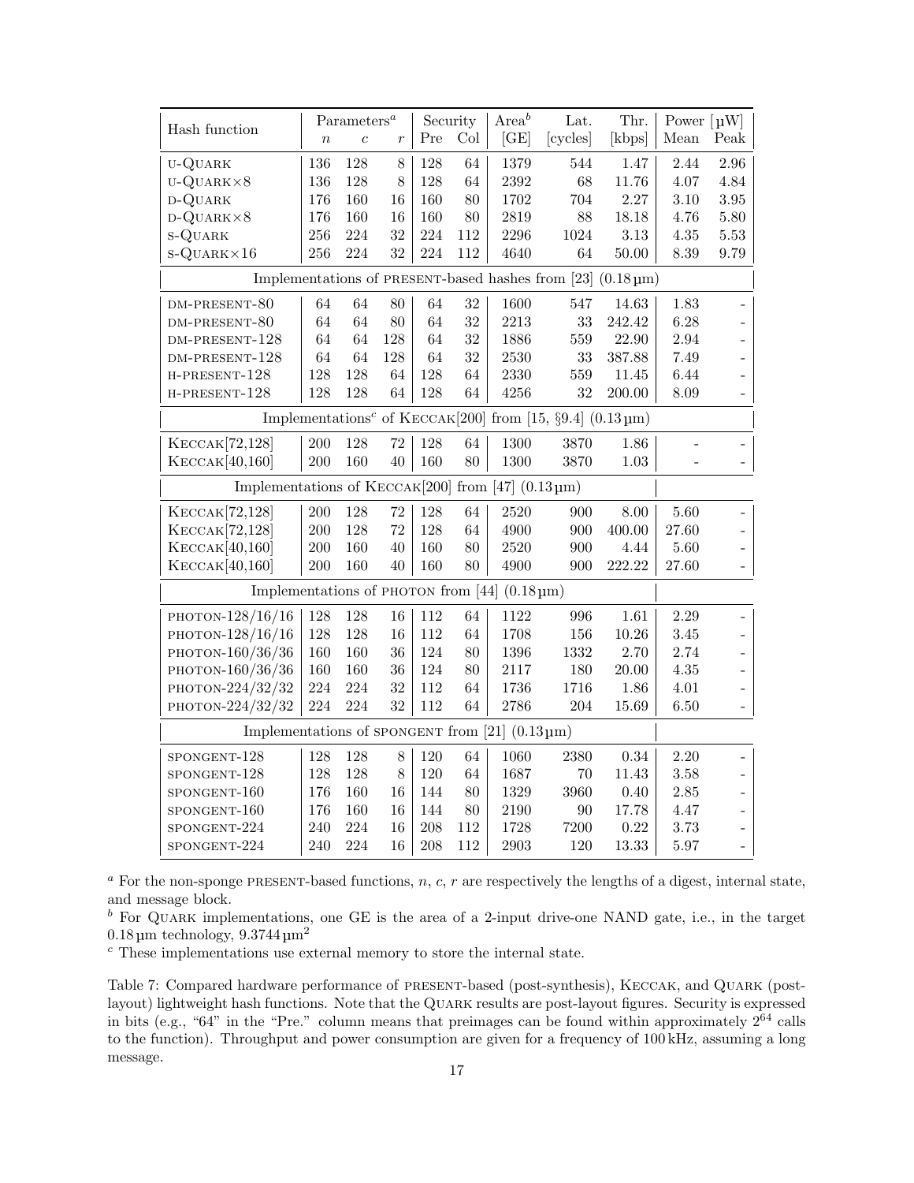| Hash function | Parameters[a] | | | Security | | Area[b] | Lat. | Thr. | Power [μW] | |
|---|---|---|---|---|---|---|---|---|---|---|
| | $n$ | $c$ | $r$ | Pre | Col | [GE] | [cycles] | [kbps] | Mean | Peak |
| u-Quark | 136 | 128 | 8 | 128 | 64 | 1379 | 544 | 1.47 | 2.44 | 2.96 |
| u-Quark×8 | 136 | 128 | 8 | 128 | 64 | 2392 | 68 | 11.76 | 4.07 | 4.84 |
| d-Quark | 176 | 160 | 16 | 160 | 80 | 1702 | 704 | 2.27 | 3.10 | 3.95 |
| d-Quark×8 | 176 | 160 | 16 | 160 | 80 | 2819 | 88 | 18.18 | 4.76 | 5.80 |
| s-Quark | 256 | 224 | 32 | 224 | 112 | 2296 | 1024 | 3.13 | 4.35 | 5.53 |
| s-Quark×16 | 256 | 224 | 32 | 224 | 112 | 4640 | 64 | 50.00 | 8.39 | 9.79 |
| Implementations of present-based hashes from [23] (0.18 μm) | | | | | | | | | | |
| dm-present-80 | 64 | 64 | 80 | 64 | 32 | 1600 | 547 | 14.63 | 1.83 | - |
| dm-present-80 | 64 | 64 | 80 | 64 | 32 | 2213 | 33 | 242.42 | 6.28 | - |
| dm-present-128 | 64 | 64 | 128 | 64 | 32 | 1886 | 559 | 22.90 | 2.94 | - |
| dm-present-128 | 64 | 64 | 128 | 64 | 32 | 2530 | 33 | 387.88 | 7.49 | - |
| h-present-128 | 128 | 128 | 64 | 128 | 64 | 2330 | 559 | 11.45 | 6.44 | - |
| h-present-128 | 128 | 128 | 64 | 128 | 64 | 4256 | 32 | 200.00 | 8.09 | - |
| Implementations[c] of Keccak[200] from [15, §9.4] (0.13 μm) | | | | | | | | | | |
| Keccak[72,128] | 200 | 128 | 72 | 128 | 64 | 1300 | 3870 | 1.86 | - | - |
| Keccak[40,160] | 200 | 160 | 40 | 160 | 80 | 1300 | 3870 | 1.03 | - | - |
| Implementations of Keccak[200] from [47] (0.13 μm) | | | | | | | | | | |
| Keccak[72,128] | 200 | 128 | 72 | 128 | 64 | 2520 | 900 | 8.00 | 5.60 | - |
| Keccak[72,128] | 200 | 128 | 72 | 128 | 64 | 4900 | 900 | 400.00 | 27.60 | - |
| Keccak[40,160] | 200 | 160 | 40 | 160 | 80 | 2520 | 900 | 4.44 | 5.60 | - |
| Keccak[40,160] | 200 | 160 | 40 | 160 | 80 | 4900 | 900 | 222.22 | 27.60 | - |
| Implementations of photon from [44] (0.18 μm) | | | | | | | | | | |
| photon-128/16/16 | 128 | 128 | 16 | 112 | 64 | 1122 | 996 | 1.61 | 2.29 | - |
| photon-128/16/16 | 128 | 128 | 16 | 112 | 64 | 1708 | 156 | 10.26 | 3.45 | - |
| photon-160/36/36 | 160 | 160 | 36 | 124 | 80 | 1396 | 1332 | 2.70 | 2.74 | - |
| photon-160/36/36 | 160 | 160 | 36 | 124 | 80 | 2117 | 180 | 20.00 | 4.35 | - |
| photon-224/32/32 | 224 | 224 | 32 | 112 | 64 | 1736 | 1716 | 1.86 | 4.01 | - |
| photon-224/32/32 | 224 | 224 | 32 | 112 | 64 | 2786 | 204 | 15.69 | 6.50 | - |
| Implementations of spongent from [21] (0.13 μm) | | | | | | | | | | |
| spongent-128 | 128 | 128 | 8 | 120 | 64 | 1060 | 2380 | 0.34 | 2.20 | - |
| spongent-128 | 128 | 128 | 8 | 120 | 64 | 1687 | 70 | 11.43 | 3.58 | - |
| spongent-160 | 176 | 160 | 16 | 144 | 80 | 1329 | 3960 | 0.40 | 2.85 | - |
| spongent-160 | 176 | 160 | 16 | 144 | 80 | 2190 | 90 | 17.78 | 4.47 | - |
| spongent-224 | 240 | 224 | 16 | 208 | 112 | 1728 | 7200 | 0.22 | 3.73 | - |
| spongent-224 | 240 | 224 | 16 | 208 | 112 | 2903 | 120 | 13.33 | 5.97 | - |

[a] For the non-sponge present-based functions, $n$, $c$, $r$ are respectively the lengths of a digest, internal state, and message block.

[b] For Quark implementations, one GE is the area of a 2-input drive-one NAND gate, i.e., in the target 0.18 μm technology, 9.3744 μm$^2$

[c] These implementations use external memory to store the internal state.

Table 7: Compared hardware performance of present-based (post-synthesis), Keccak, and Quark (post-layout) lightweight hash functions. Note that the Quark results are post-layout figures. Security is expressed in bits (e.g., "64" in the "Pre." column means that preimages can be found within approximately $2^{64}$ calls to the function). Throughput and power consumption are given for a frequency of 100 kHz, assuming a long message.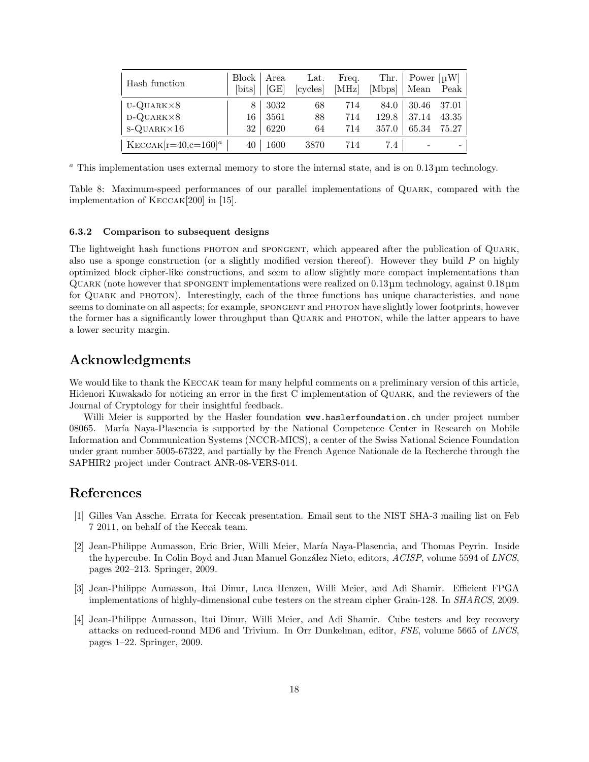| Hash function | Block [bits] | Area [GE] | Lat. [cycles] | Freq. [MHz] | Thr. [Mbps] | Power [μW] Mean | Peak |
|---|---|---|---|---|---|---|---|
| U-QUARK×8 | 8 | 3032 | 68 | 714 | 84.0 | 30.46 | 37.01 |
| D-QUARK×8 | 16 | 3561 | 88 | 714 | 129.8 | 37.14 | 43.35 |
| S-QUARK×16 | 32 | 6220 | 64 | 714 | 357.0 | 65.34 | 75.27 |
| KECCAK[r=40,c=160][a] | 40 | 1600 | 3870 | 714 | 7.4 | - | - |

[a] This implementation uses external memory to store the internal state, and is on 0.13 μm technology.

Table 8: Maximum-speed performances of our parallel implementations of QUARK, compared with the implementation of KECCAK[200] in [15].

### 6.3.2 Comparison to subsequent designs

The lightweight hash functions PHOTON and SPONGENT, which appeared after the publication of QUARK, also use a sponge construction (or a slightly modified version thereof). However they build $P$ on highly optimized block cipher-like constructions, and seem to allow slightly more compact implementations than QUARK (note however that SPONGENT implementations were realized on 0.13 μm technology, against 0.18 μm for QUARK and PHOTON). Interestingly, each of the three functions has unique characteristics, and none seems to dominate on all aspects; for example, SPONGENT and PHOTON have slightly lower footprints, however the former has a significantly lower throughput than QUARK and PHOTON, while the latter appears to have a lower security margin.

## Acknowledgments

We would like to thank the KECCAK team for many helpful comments on a preliminary version of this article, Hidenori Kuwakado for noticing an error in the first C implementation of QUARK, and the reviewers of the Journal of Cryptology for their insightful feedback.

Willi Meier is supported by the Hasler foundation `www.haslerfoundation.ch` under project number 08065. María Naya-Plasencia is supported by the National Competence Center in Research on Mobile Information and Communication Systems (NCCR-MICS), a center of the Swiss National Science Foundation under grant number 5005-67322, and partially by the French Agence Nationale de la Recherche through the SAPHIR2 project under Contract ANR-08-VERS-014.

## References

[1] Gilles Van Assche. Errata for Keccak presentation. Email sent to the NIST SHA-3 mailing list on Feb 7 2011, on behalf of the Keccak team.

[2] Jean-Philippe Aumasson, Eric Brier, Willi Meier, María Naya-Plasencia, and Thomas Peyrin. Inside the hypercube. In Colin Boyd and Juan Manuel González Nieto, editors, *ACISP*, volume 5594 of *LNCS*, pages 202–213. Springer, 2009.

[3] Jean-Philippe Aumasson, Itai Dinur, Luca Henzen, Willi Meier, and Adi Shamir. Efficient FPGA implementations of highly-dimensional cube testers on the stream cipher Grain-128. In *SHARCS*, 2009.

[4] Jean-Philippe Aumasson, Itai Dinur, Willi Meier, and Adi Shamir. Cube testers and key recovery attacks on reduced-round MD6 and Trivium. In Orr Dunkelman, editor, *FSE*, volume 5665 of *LNCS*, pages 1–22. Springer, 2009.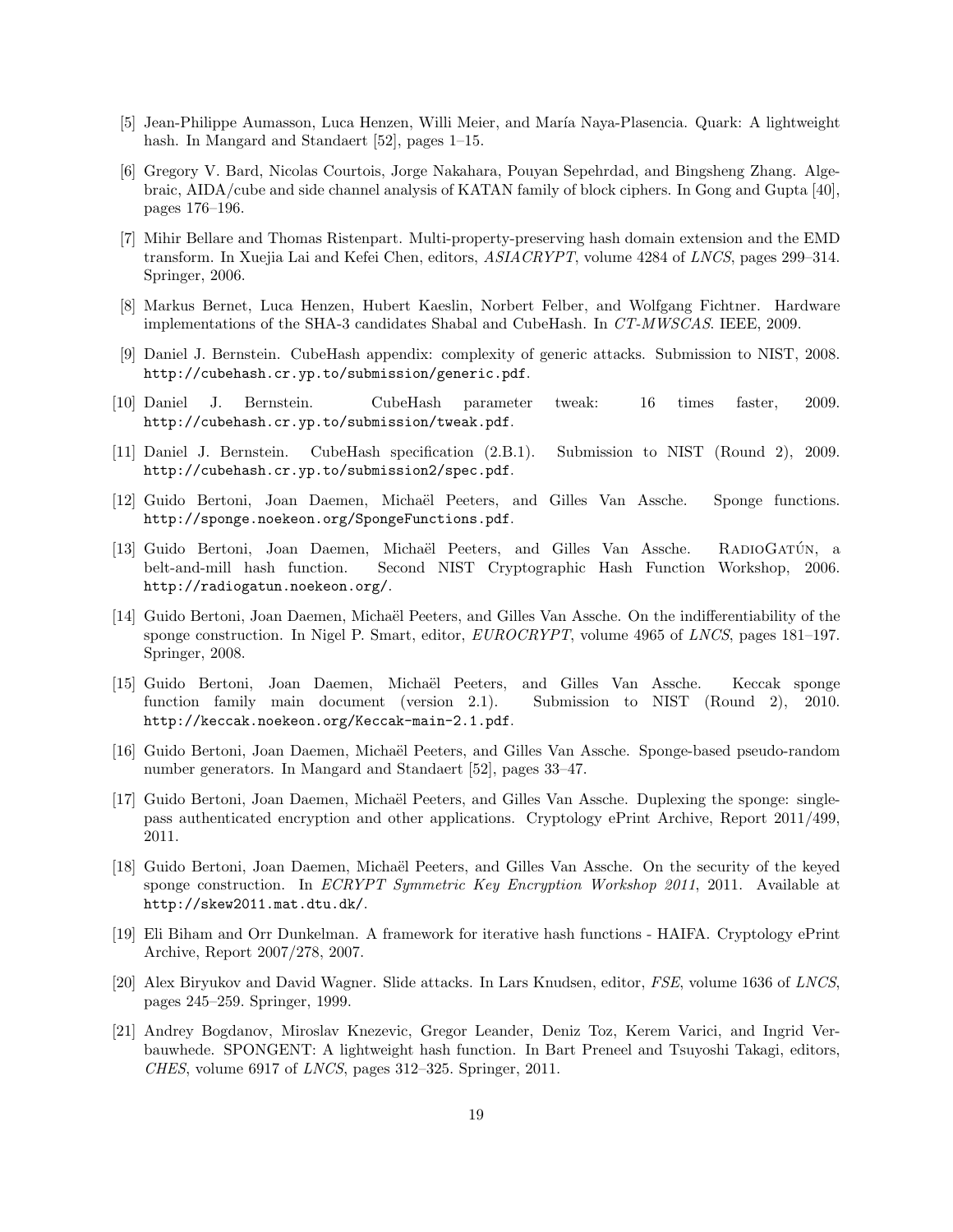[5] Jean-Philippe Aumasson, Luca Henzen, Willi Meier, and María Naya-Plasencia. Quark: A lightweight hash. In Mangard and Standaert [52], pages 1–15.

[6] Gregory V. Bard, Nicolas Courtois, Jorge Nakahara, Pouyan Sepehrdad, and Bingsheng Zhang. Algebraic, AIDA/cube and side channel analysis of KATAN family of block ciphers. In Gong and Gupta [40], pages 176–196.

[7] Mihir Bellare and Thomas Ristenpart. Multi-property-preserving hash domain extension and the EMD transform. In Xuejia Lai and Kefei Chen, editors, *ASIACRYPT*, volume 4284 of *LNCS*, pages 299–314. Springer, 2006.

[8] Markus Bernet, Luca Henzen, Hubert Kaeslin, Norbert Felber, and Wolfgang Fichtner. Hardware implementations of the SHA-3 candidates Shabal and CubeHash. In *CT-MWSCAS*. IEEE, 2009.

[9] Daniel J. Bernstein. CubeHash appendix: complexity of generic attacks. Submission to NIST, 2008. `http://cubehash.cr.yp.to/submission/generic.pdf`.

[10] Daniel J. Bernstein. CubeHash parameter tweak: 16 times faster, 2009. `http://cubehash.cr.yp.to/submission/tweak.pdf`.

[11] Daniel J. Bernstein. CubeHash specification (2.B.1). Submission to NIST (Round 2), 2009. `http://cubehash.cr.yp.to/submission2/spec.pdf`.

[12] Guido Bertoni, Joan Daemen, Michaël Peeters, and Gilles Van Assche. Sponge functions. `http://sponge.noekeon.org/SpongeFunctions.pdf`.

[13] Guido Bertoni, Joan Daemen, Michaël Peeters, and Gilles Van Assche. RadioGatún, a belt-and-mill hash function. Second NIST Cryptographic Hash Function Workshop, 2006. `http://radiogatun.noekeon.org/`.

[14] Guido Bertoni, Joan Daemen, Michaël Peeters, and Gilles Van Assche. On the indifferentiability of the sponge construction. In Nigel P. Smart, editor, *EUROCRYPT*, volume 4965 of *LNCS*, pages 181–197. Springer, 2008.

[15] Guido Bertoni, Joan Daemen, Michaël Peeters, and Gilles Van Assche. Keccak sponge function family main document (version 2.1). Submission to NIST (Round 2), 2010. `http://keccak.noekeon.org/Keccak-main-2.1.pdf`.

[16] Guido Bertoni, Joan Daemen, Michaël Peeters, and Gilles Van Assche. Sponge-based pseudo-random number generators. In Mangard and Standaert [52], pages 33–47.

[17] Guido Bertoni, Joan Daemen, Michaël Peeters, and Gilles Van Assche. Duplexing the sponge: single-pass authenticated encryption and other applications. Cryptology ePrint Archive, Report 2011/499, 2011.

[18] Guido Bertoni, Joan Daemen, Michaël Peeters, and Gilles Van Assche. On the security of the keyed sponge construction. In *ECRYPT Symmetric Key Encryption Workshop 2011*, 2011. Available at `http://skew2011.mat.dtu.dk/`.

[19] Eli Biham and Orr Dunkelman. A framework for iterative hash functions - HAIFA. Cryptology ePrint Archive, Report 2007/278, 2007.

[20] Alex Biryukov and David Wagner. Slide attacks. In Lars Knudsen, editor, *FSE*, volume 1636 of *LNCS*, pages 245–259. Springer, 1999.

[21] Andrey Bogdanov, Miroslav Knezevic, Gregor Leander, Deniz Toz, Kerem Varici, and Ingrid Verbauwhede. SPONGENT: A lightweight hash function. In Bart Preneel and Tsuyoshi Takagi, editors, *CHES*, volume 6917 of *LNCS*, pages 312–325. Springer, 2011.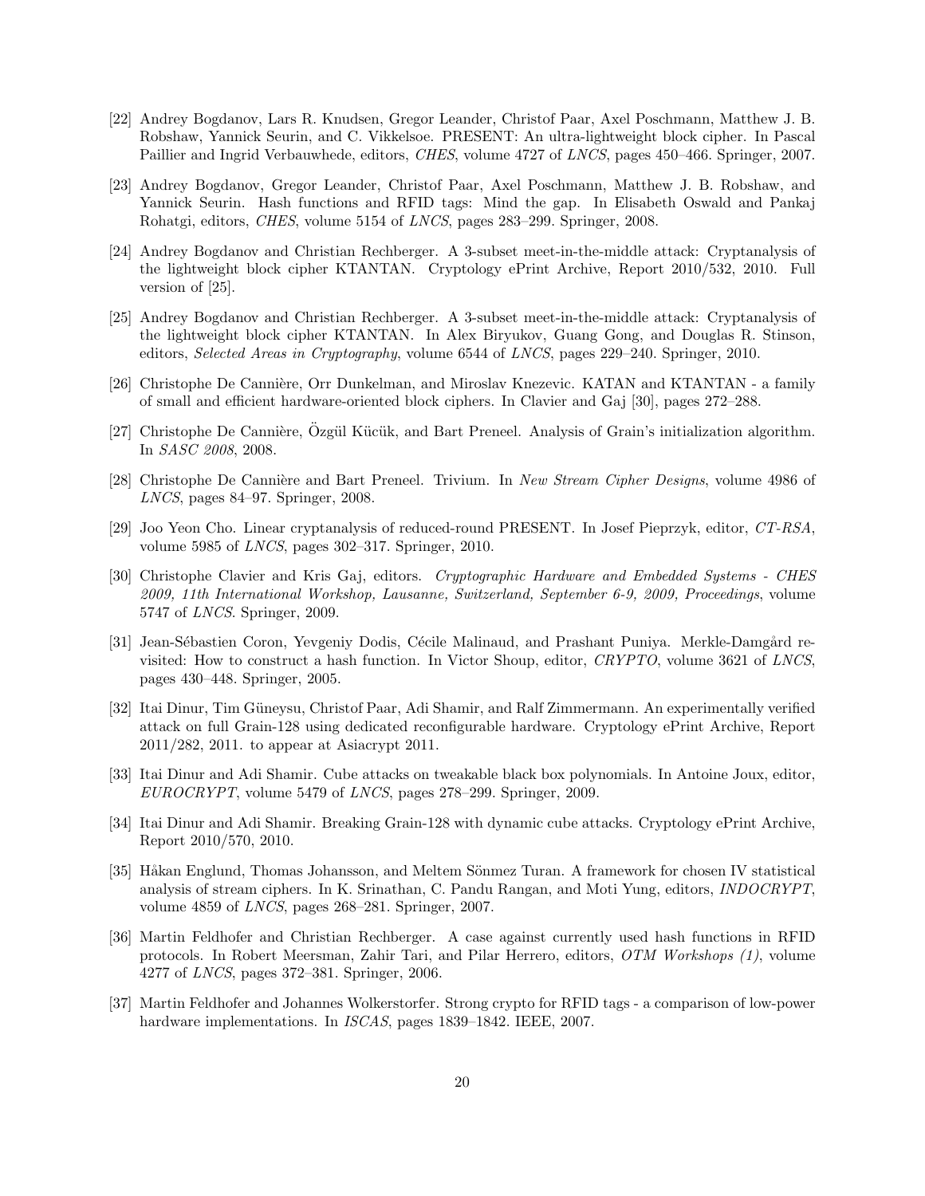[22] Andrey Bogdanov, Lars R. Knudsen, Gregor Leander, Christof Paar, Axel Poschmann, Matthew J. B. Robshaw, Yannick Seurin, and C. Vikkelsoe. PRESENT: An ultra-lightweight block cipher. In Pascal Paillier and Ingrid Verbauwhede, editors, *CHES*, volume 4727 of *LNCS*, pages 450–466. Springer, 2007.

[23] Andrey Bogdanov, Gregor Leander, Christof Paar, Axel Poschmann, Matthew J. B. Robshaw, and Yannick Seurin. Hash functions and RFID tags: Mind the gap. In Elisabeth Oswald and Pankaj Rohatgi, editors, *CHES*, volume 5154 of *LNCS*, pages 283–299. Springer, 2008.

[24] Andrey Bogdanov and Christian Rechberger. A 3-subset meet-in-the-middle attack: Cryptanalysis of the lightweight block cipher KTANTAN. Cryptology ePrint Archive, Report 2010/532, 2010. Full version of [25].

[25] Andrey Bogdanov and Christian Rechberger. A 3-subset meet-in-the-middle attack: Cryptanalysis of the lightweight block cipher KTANTAN. In Alex Biryukov, Guang Gong, and Douglas R. Stinson, editors, *Selected Areas in Cryptography*, volume 6544 of *LNCS*, pages 229–240. Springer, 2010.

[26] Christophe De Cannière, Orr Dunkelman, and Miroslav Knezevic. KATAN and KTANTAN - a family of small and efficient hardware-oriented block ciphers. In Clavier and Gaj [30], pages 272–288.

[27] Christophe De Cannière, Özgül Kücük, and Bart Preneel. Analysis of Grain's initialization algorithm. In *SASC 2008*, 2008.

[28] Christophe De Cannière and Bart Preneel. Trivium. In *New Stream Cipher Designs*, volume 4986 of *LNCS*, pages 84–97. Springer, 2008.

[29] Joo Yeon Cho. Linear cryptanalysis of reduced-round PRESENT. In Josef Pieprzyk, editor, *CT-RSA*, volume 5985 of *LNCS*, pages 302–317. Springer, 2010.

[30] Christophe Clavier and Kris Gaj, editors. *Cryptographic Hardware and Embedded Systems - CHES 2009, 11th International Workshop, Lausanne, Switzerland, September 6-9, 2009, Proceedings*, volume 5747 of *LNCS*. Springer, 2009.

[31] Jean-Sébastien Coron, Yevgeniy Dodis, Cécile Malinaud, and Prashant Puniya. Merkle-Damgård revisited: How to construct a hash function. In Victor Shoup, editor, *CRYPTO*, volume 3621 of *LNCS*, pages 430–448. Springer, 2005.

[32] Itai Dinur, Tim Güneysu, Christof Paar, Adi Shamir, and Ralf Zimmermann. An experimentally verified attack on full Grain-128 using dedicated reconfigurable hardware. Cryptology ePrint Archive, Report 2011/282, 2011. to appear at Asiacrypt 2011.

[33] Itai Dinur and Adi Shamir. Cube attacks on tweakable black box polynomials. In Antoine Joux, editor, *EUROCRYPT*, volume 5479 of *LNCS*, pages 278–299. Springer, 2009.

[34] Itai Dinur and Adi Shamir. Breaking Grain-128 with dynamic cube attacks. Cryptology ePrint Archive, Report 2010/570, 2010.

[35] Håkan Englund, Thomas Johansson, and Meltem Sönmez Turan. A framework for chosen IV statistical analysis of stream ciphers. In K. Srinathan, C. Pandu Rangan, and Moti Yung, editors, *INDOCRYPT*, volume 4859 of *LNCS*, pages 268–281. Springer, 2007.

[36] Martin Feldhofer and Christian Rechberger. A case against currently used hash functions in RFID protocols. In Robert Meersman, Zahir Tari, and Pilar Herrero, editors, *OTM Workshops (1)*, volume 4277 of *LNCS*, pages 372–381. Springer, 2006.

[37] Martin Feldhofer and Johannes Wolkerstorfer. Strong crypto for RFID tags - a comparison of low-power hardware implementations. In *ISCAS*, pages 1839–1842. IEEE, 2007.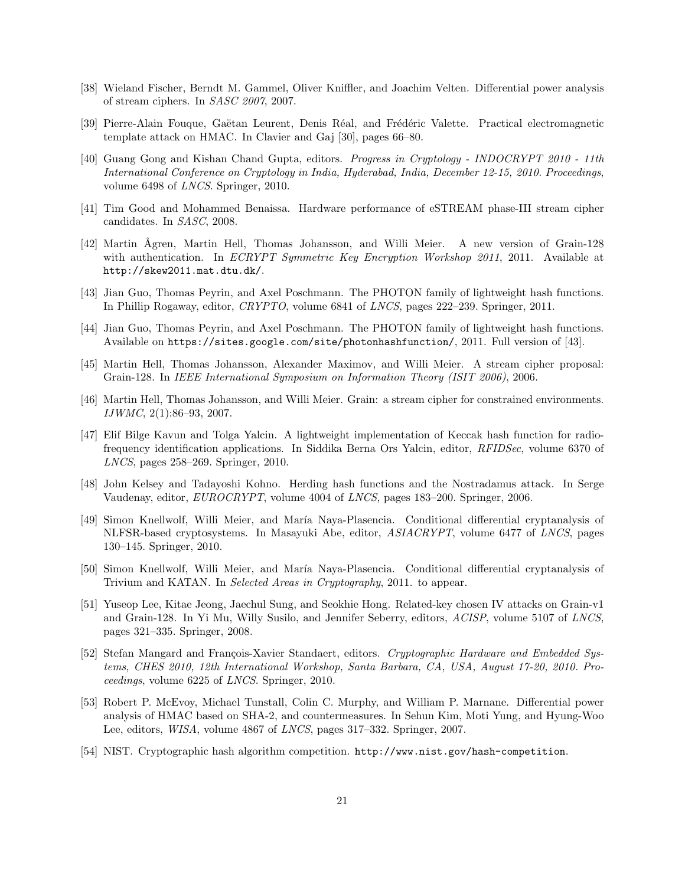[38] Wieland Fischer, Berndt M. Gammel, Oliver Kniffler, and Joachim Velten. Differential power analysis of stream ciphers. In *SASC 2007*, 2007.

[39] Pierre-Alain Fouque, Gaëtan Leurent, Denis Réal, and Frédéric Valette. Practical electromagnetic template attack on HMAC. In Clavier and Gaj [30], pages 66–80.

[40] Guang Gong and Kishan Chand Gupta, editors. *Progress in Cryptology - INDOCRYPT 2010 - 11th International Conference on Cryptology in India, Hyderabad, India, December 12-15, 2010. Proceedings*, volume 6498 of *LNCS*. Springer, 2010.

[41] Tim Good and Mohammed Benaissa. Hardware performance of eSTREAM phase-III stream cipher candidates. In *SASC*, 2008.

[42] Martin Ågren, Martin Hell, Thomas Johansson, and Willi Meier. A new version of Grain-128 with authentication. In *ECRYPT Symmetric Key Encryption Workshop 2011*, 2011. Available at `http://skew2011.mat.dtu.dk/`.

[43] Jian Guo, Thomas Peyrin, and Axel Poschmann. The PHOTON family of lightweight hash functions. In Phillip Rogaway, editor, *CRYPTO*, volume 6841 of *LNCS*, pages 222–239. Springer, 2011.

[44] Jian Guo, Thomas Peyrin, and Axel Poschmann. The PHOTON family of lightweight hash functions. Available on `https://sites.google.com/site/photonhashfunction/`, 2011. Full version of [43].

[45] Martin Hell, Thomas Johansson, Alexander Maximov, and Willi Meier. A stream cipher proposal: Grain-128. In *IEEE International Symposium on Information Theory (ISIT 2006)*, 2006.

[46] Martin Hell, Thomas Johansson, and Willi Meier. Grain: a stream cipher for constrained environments. *IJWMC*, 2(1):86–93, 2007.

[47] Elif Bilge Kavun and Tolga Yalcin. A lightweight implementation of Keccak hash function for radio-frequency identification applications. In Siddika Berna Ors Yalcin, editor, *RFIDSec*, volume 6370 of *LNCS*, pages 258–269. Springer, 2010.

[48] John Kelsey and Tadayoshi Kohno. Herding hash functions and the Nostradamus attack. In Serge Vaudenay, editor, *EUROCRYPT*, volume 4004 of *LNCS*, pages 183–200. Springer, 2006.

[49] Simon Knellwolf, Willi Meier, and María Naya-Plasencia. Conditional differential cryptanalysis of NLFSR-based cryptosystems. In Masayuki Abe, editor, *ASIACRYPT*, volume 6477 of *LNCS*, pages 130–145. Springer, 2010.

[50] Simon Knellwolf, Willi Meier, and María Naya-Plasencia. Conditional differential cryptanalysis of Trivium and KATAN. In *Selected Areas in Cryptography*, 2011. to appear.

[51] Yuseop Lee, Kitae Jeong, Jaechul Sung, and Seokhie Hong. Related-key chosen IV attacks on Grain-v1 and Grain-128. In Yi Mu, Willy Susilo, and Jennifer Seberry, editors, *ACISP*, volume 5107 of *LNCS*, pages 321–335. Springer, 2008.

[52] Stefan Mangard and François-Xavier Standaert, editors. *Cryptographic Hardware and Embedded Systems, CHES 2010, 12th International Workshop, Santa Barbara, CA, USA, August 17-20, 2010. Proceedings*, volume 6225 of *LNCS*. Springer, 2010.

[53] Robert P. McEvoy, Michael Tunstall, Colin C. Murphy, and William P. Marnane. Differential power analysis of HMAC based on SHA-2, and countermeasures. In Sehun Kim, Moti Yung, and Hyung-Woo Lee, editors, *WISA*, volume 4867 of *LNCS*, pages 317–332. Springer, 2007.

[54] NIST. Cryptographic hash algorithm competition. `http://www.nist.gov/hash-competition`.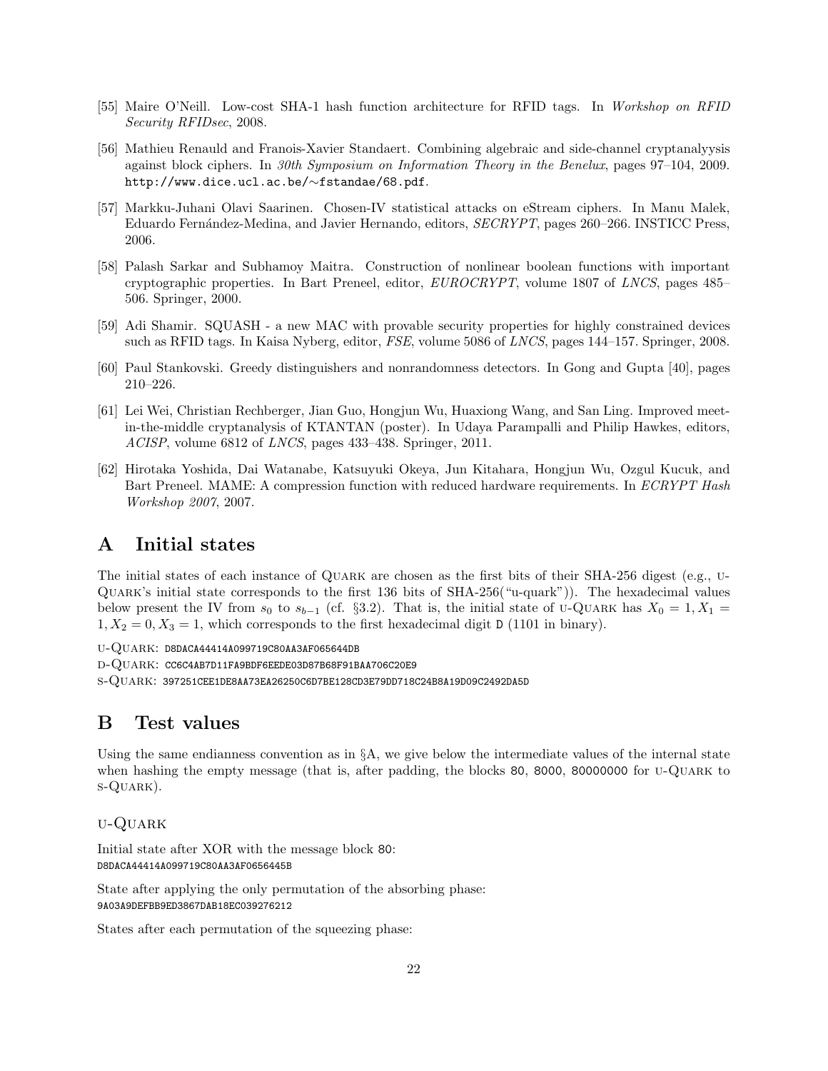[55] Maire O'Neill. Low-cost SHA-1 hash function architecture for RFID tags. In *Workshop on RFID Security RFIDsec*, 2008.

[56] Mathieu Renauld and Franois-Xavier Standaert. Combining algebraic and side-channel cryptanalyysis against block ciphers. In *30th Symposium on Information Theory in the Benelux*, pages 97–104, 2009. `http://www.dice.ucl.ac.be/~fstandae/68.pdf`.

[57] Markku-Juhani Olavi Saarinen. Chosen-IV statistical attacks on eStream ciphers. In Manu Malek, Eduardo Fernández-Medina, and Javier Hernando, editors, *SECRYPT*, pages 260–266. INSTICC Press, 2006.

[58] Palash Sarkar and Subhamoy Maitra. Construction of nonlinear boolean functions with important cryptographic properties. In Bart Preneel, editor, *EUROCRYPT*, volume 1807 of *LNCS*, pages 485–506. Springer, 2000.

[59] Adi Shamir. SQUASH - a new MAC with provable security properties for highly constrained devices such as RFID tags. In Kaisa Nyberg, editor, *FSE*, volume 5086 of *LNCS*, pages 144–157. Springer, 2008.

[60] Paul Stankovski. Greedy distinguishers and nonrandomness detectors. In Gong and Gupta [40], pages 210–226.

[61] Lei Wei, Christian Rechberger, Jian Guo, Hongjun Wu, Huaxiong Wang, and San Ling. Improved meet-in-the-middle cryptanalysis of KTANTAN (poster). In Udaya Parampalli and Philip Hawkes, editors, *ACISP*, volume 6812 of *LNCS*, pages 433–438. Springer, 2011.

[62] Hirotaka Yoshida, Dai Watanabe, Katsuyuki Okeya, Jun Kitahara, Hongjun Wu, Ozgul Kucuk, and Bart Preneel. MAME: A compression function with reduced hardware requirements. In *ECRYPT Hash Workshop 2007*, 2007.

# A Initial states

The initial states of each instance of Quark are chosen as the first bits of their SHA-256 digest (e.g., u-Quark's initial state corresponds to the first 136 bits of SHA-256("u-quark")). The hexadecimal values below present the IV from $s_0$ to $s_{b-1}$ (cf. §3.2). That is, the initial state of u-Quark has $X_0 = 1, X_1 = 1, X_2 = 0, X_3 = 1$, which corresponds to the first hexadecimal digit `D` (1101 in binary).

u-Quark: `D8DACA44414A099719C80AA3AF065644DB`

d-Quark: `CC6C4AB7D11FA9BDF6EEDE03D87B68F91BAA706C20E9`

s-Quark: `397251CEE1DE8AA73EA26250C6D7BE128CD3E79DD718C24B8A19D09C2492DA5D`

# B Test values

Using the same endianness convention as in §A, we give below the intermediate values of the internal state when hashing the empty message (that is, after padding, the blocks `80`, `8000`, `80000000` for u-Quark to s-Quark).

### u-Quark

Initial state after XOR with the message block `80`:
`D8DACA44414A099719C80AA3AF0656445B`

State after applying the only permutation of the absorbing phase:
`9A03A9DEFBB9ED3867DAB18EC039276212`

States after each permutation of the squeezing phase: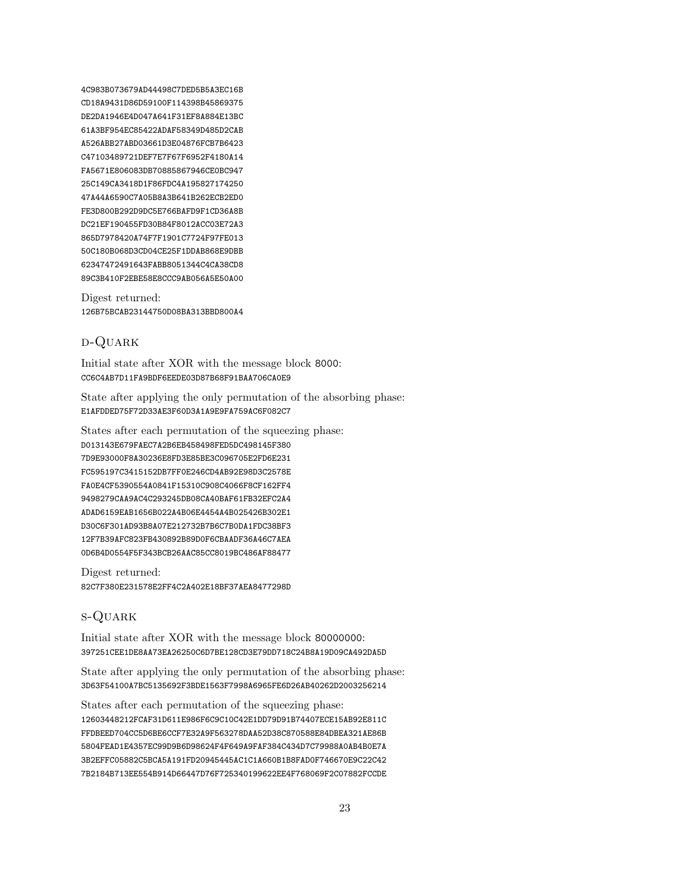```
4C983B073679AD44498C7DED5B5A3EC16B
CD18A9431D86D59100F114398B45869375
DE2DA1946E4D047A641F31EF8A884E13BC
61A3BF954EC85422ADAF58349D485D2CAB
A526ABB27ABD03661D3E04876FCB7B6423
C47103489721DEF7E7F67F6952F4180A14
FA5671E806083DB70885867946CE0BC947
25C149CA3418D1F86FDC4A195827174250
47A44A6590C7A05B8A3B641B262ECB2ED0
FE3D800B292D9DC5E766BAFD9F1CD36A8B
DC21EF190455FD30B84F8012ACC03E72A3
865D7978420A74F7F1901C7724F97FE013
50C180B068D3CD04CE25F1DDAB868E9DBB
62347472491643FABB8051344C4CA38CD8
89C3B410F2EBE58E8CCC9AB056A5E50A00
```

Digest returned:
```
126B75BCAB23144750D08BA313BBD800A4
```

## d-Quark

Initial state after XOR with the message block 8000:
```
CC6C4AB7D11FA9BDF6EEDE03D87B68F91BAA706CA0E9
```

State after applying the only permutation of the absorbing phase:
```
E1AFDDED75F72D33AE3F60D3A1A9E9FA759AC6F082C7
```

States after each permutation of the squeezing phase:
```
D013143E679FAEC7A2B6EB458498FED5DC498145F380
7D9E93000F8A30236E8FD3E85BE3C096705E2FD6E231
FC595197C3415152DB7FF0E246CD4AB92E98D3C2578E
FA0E4CF5390554A0841F15310C908C4066F8CF162FF4
9498279CAA9AC4C293245DB08CA40BAF61FB32EFC2A4
ADAD6159EAB1656B022A4B06E4454A4B025426B302E1
D30C6F301AD93B8A07E212732B7B6C7B0DA1FDC38BF3
12F7B39AFC823FB430892B89D0F6CBAADF36A46C7AEA
0D6B4D0554F5F343BCB26AAC85CC8019BC486AF88477
```

Digest returned:
```
82C7F380E231578E2FF4C2A402E18BF37AEA8477298D
```

## s-Quark

Initial state after XOR with the message block 80000000:
```
397251CEE1DE8AA73EA26250C6D7BE128CD3E79DD718C24B8A19D09CA492DA5D
```

State after applying the only permutation of the absorbing phase:
```
3D63F54100A7BC5135692F3BDE1563F7998A6965FE6D26AB40262D2003256214
```

States after each permutation of the squeezing phase:
```
12603448212FCAF31D611E986F6C9C10C42E1DD79D91B74407ECE15AB92E811C
FFDBEED704CC5D6BE6CCF7E32A9F563278DAA52D38C870588E84DBEA321AE86B
5804FEAD1E4357EC99D9B6D98624F4F649A9FAF384C434D7C79988A0AB4B0E7A
3B2EFFC05882C5BCA5A191FD20945445AC1C1A660B1B8FAD0F746670E9C22C42
7B2184B713EE554B914D66447D76F725340199622EE4F768069F2C07882FCCDE
```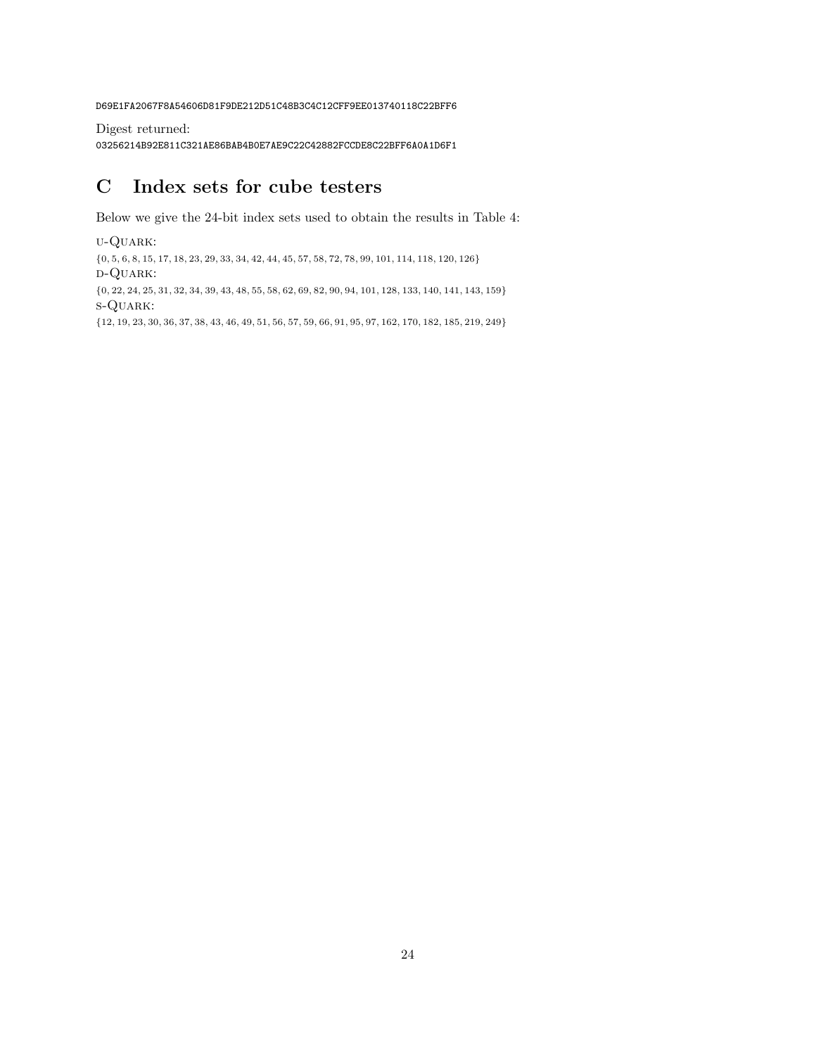```
D69E1FA2067F8A54606D81F9DE212D51C48B3C4C12CFF9EE013740118C22BFF6
```

Digest returned:

```
03256214B92E811C321AE86BAB4B0E7AE9C22C42882FCCDE8C22BFF6A0A1D6F1
```

# C Index sets for cube testers

Below we give the 24-bit index sets used to obtain the results in Table 4:

u-Quark:

$\{0, 5, 6, 8, 15, 17, 18, 23, 29, 33, 34, 42, 44, 45, 57, 58, 72, 78, 99, 101, 114, 118, 120, 126\}$

d-Quark:

$\{0, 22, 24, 25, 31, 32, 34, 39, 43, 48, 55, 58, 62, 69, 82, 90, 94, 101, 128, 133, 140, 141, 143, 159\}$

s-Quark:

$\{12, 19, 23, 30, 36, 37, 38, 43, 46, 49, 51, 56, 57, 59, 66, 91, 95, 97, 162, 170, 182, 185, 219, 249\}$